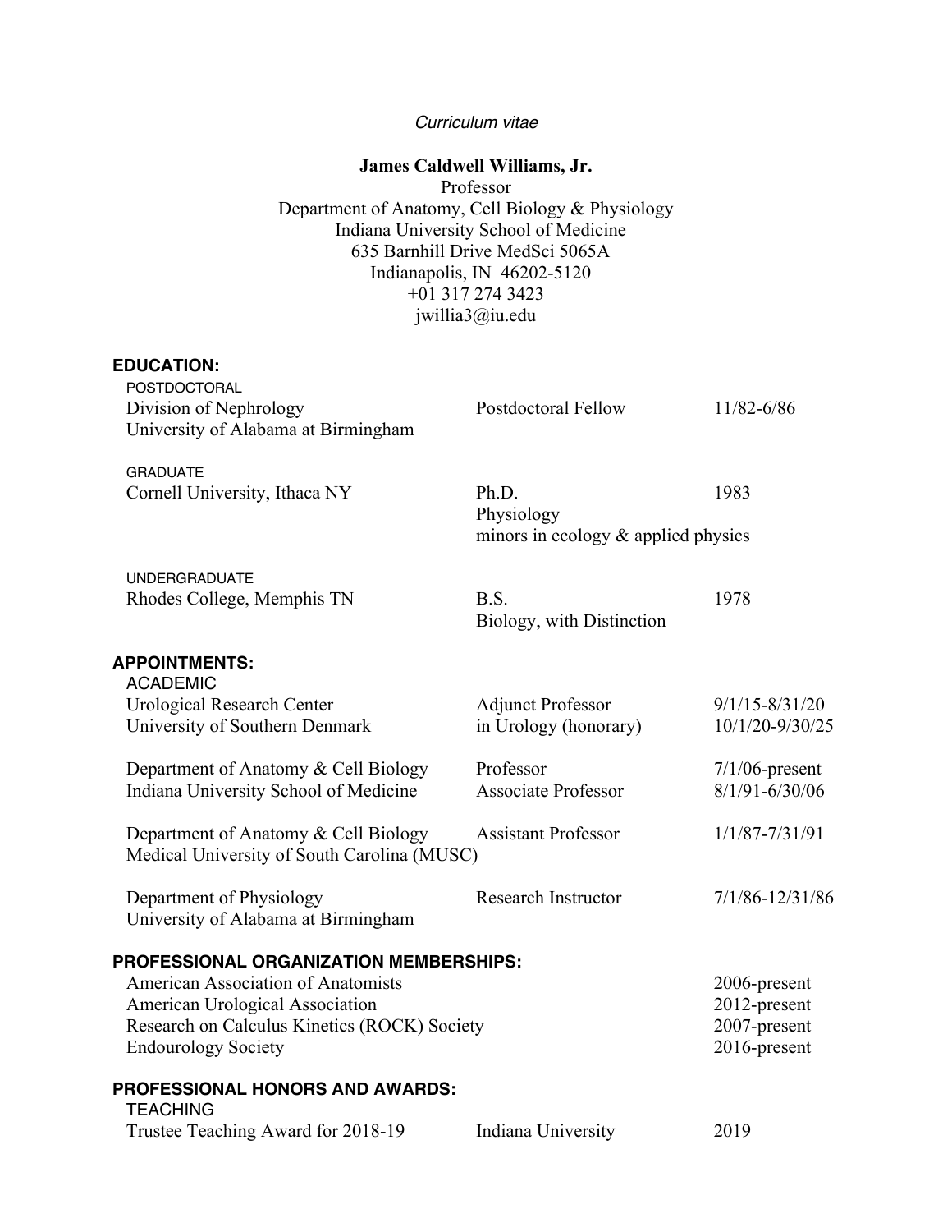*Curriculum vitae*

**James Caldwell Williams, Jr.**
Professor
Department of Anatomy, Cell Biology & Physiology
Indiana University School of Medicine
635 Barnhill Drive MedSci 5065A
Indianapolis, IN 46202-5120
+01 317 274 3423
jwillia3@iu.edu

## EDUCATION:

POSTDOCTORAL

| | | |
|---|---|---|
| Division of Nephrology<br>University of Alabama at Birmingham | Postdoctoral Fellow | 11/82-6/86 |

GRADUATE

| | | |
|---|---|---|
| Cornell University, Ithaca NY | Ph.D.<br>Physiology<br>minors in ecology & applied physics | 1983 |

UNDERGRADUATE

| | | |
|---|---|---|
| Rhodes College, Memphis TN | B.S.<br>Biology, with Distinction | 1978 |

## APPOINTMENTS:

ACADEMIC

| | | |
|---|---|---|
| Urological Research Center<br>University of Southern Denmark | Adjunct Professor<br>in Urology (honorary) | 9/1/15-8/31/20<br>10/1/20-9/30/25 |
| Department of Anatomy & Cell Biology<br>Indiana University School of Medicine | Professor<br>Associate Professor | 7/1/06-present<br>8/1/91-6/30/06 |
| Department of Anatomy & Cell Biology<br>Medical University of South Carolina (MUSC) | Assistant Professor | 1/1/87-7/31/91 |
| Department of Physiology<br>University of Alabama at Birmingham | Research Instructor | 7/1/86-12/31/86 |

## PROFESSIONAL ORGANIZATION MEMBERSHIPS:

| | |
|---|---|
| American Association of Anatomists | 2006-present |
| American Urological Association | 2012-present |
| Research on Calculus Kinetics (ROCK) Society | 2007-present |
| Endourology Society | 2016-present |

## PROFESSIONAL HONORS AND AWARDS:

TEACHING

| | | |
|---|---|---|
| Trustee Teaching Award for 2018-19 | Indiana University | 2019 |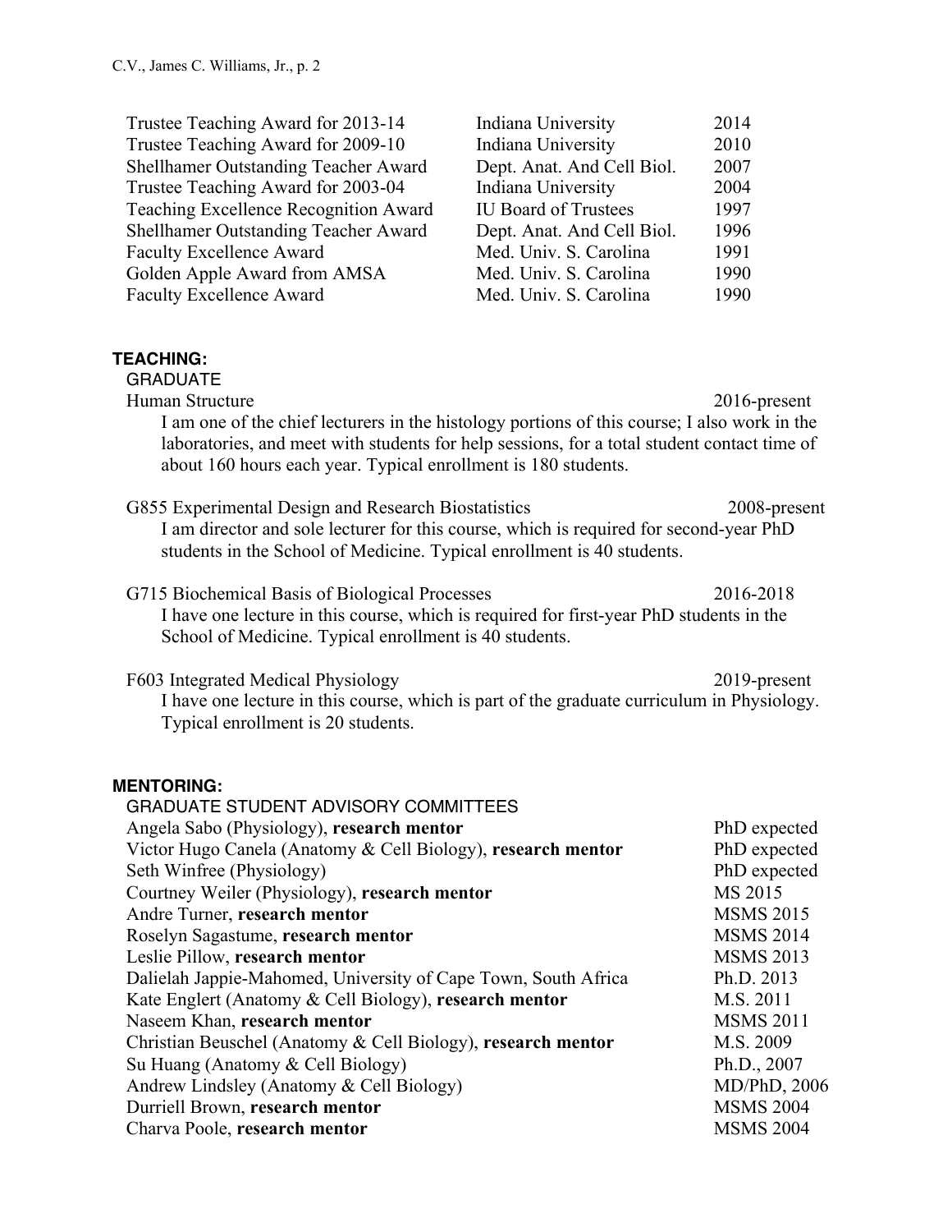| | | |
|---|---|---|
| Trustee Teaching Award for 2013-14 | Indiana University | 2014 |
| Trustee Teaching Award for 2009-10 | Indiana University | 2010 |
| Shellhamer Outstanding Teacher Award | Dept. Anat. And Cell Biol. | 2007 |
| Trustee Teaching Award for 2003-04 | Indiana University | 2004 |
| Teaching Excellence Recognition Award | IU Board of Trustees | 1997 |
| Shellhamer Outstanding Teacher Award | Dept. Anat. And Cell Biol. | 1996 |
| Faculty Excellence Award | Med. Univ. S. Carolina | 1991 |
| Golden Apple Award from AMSA | Med. Univ. S. Carolina | 1990 |
| Faculty Excellence Award | Med. Univ. S. Carolina | 1990 |

## TEACHING:

### GRADUATE

Human Structure 2016-present

I am one of the chief lecturers in the histology portions of this course; I also work in the laboratories, and meet with students for help sessions, for a total student contact time of about 160 hours each year. Typical enrollment is 180 students.

G855 Experimental Design and Research Biostatistics 2008-present

I am director and sole lecturer for this course, which is required for second-year PhD students in the School of Medicine. Typical enrollment is 40 students.

G715 Biochemical Basis of Biological Processes 2016-2018

I have one lecture in this course, which is required for first-year PhD students in the School of Medicine. Typical enrollment is 40 students.

F603 Integrated Medical Physiology 2019-present

I have one lecture in this course, which is part of the graduate curriculum in Physiology. Typical enrollment is 20 students.

## MENTORING:

### GRADUATE STUDENT ADVISORY COMMITTEES

| | |
|---|---|
| Angela Sabo (Physiology), **research mentor** | PhD expected |
| Victor Hugo Canela (Anatomy & Cell Biology), **research mentor** | PhD expected |
| Seth Winfree (Physiology) | PhD expected |
| Courtney Weiler (Physiology), **research mentor** | MS 2015 |
| Andre Turner, **research mentor** | MSMS 2015 |
| Roselyn Sagastume, **research mentor** | MSMS 2014 |
| Leslie Pillow, **research mentor** | MSMS 2013 |
| Dalielah Jappie-Mahomed, University of Cape Town, South Africa | Ph.D. 2013 |
| Kate Englert (Anatomy & Cell Biology), **research mentor** | M.S. 2011 |
| Naseem Khan, **research mentor** | MSMS 2011 |
| Christian Beuschel (Anatomy & Cell Biology), **research mentor** | M.S. 2009 |
| Su Huang (Anatomy & Cell Biology) | Ph.D., 2007 |
| Andrew Lindsley (Anatomy & Cell Biology) | MD/PhD, 2006 |
| Durriell Brown, **research mentor** | MSMS 2004 |
| Charva Poole, **research mentor** | MSMS 2004 |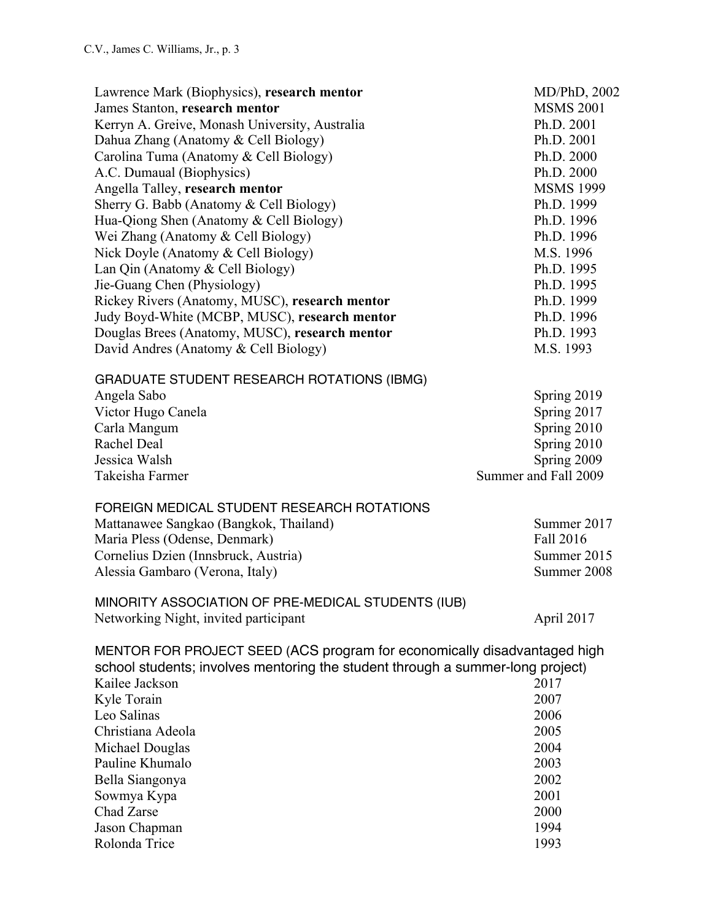| | |
|---|---|
| Lawrence Mark (Biophysics), **research mentor** | MD/PhD, 2002 |
| James Stanton, **research mentor** | MSMS 2001 |
| Kerryn A. Greive, Monash University, Australia | Ph.D. 2001 |
| Dahua Zhang (Anatomy & Cell Biology) | Ph.D. 2001 |
| Carolina Tuma (Anatomy & Cell Biology) | Ph.D. 2000 |
| A.C. Dumaual (Biophysics) | Ph.D. 2000 |
| Angella Talley, **research mentor** | MSMS 1999 |
| Sherry G. Babb (Anatomy & Cell Biology) | Ph.D. 1999 |
| Hua-Qiong Shen (Anatomy & Cell Biology) | Ph.D. 1996 |
| Wei Zhang (Anatomy & Cell Biology) | Ph.D. 1996 |
| Nick Doyle (Anatomy & Cell Biology) | M.S. 1996 |
| Lan Qin (Anatomy & Cell Biology) | Ph.D. 1995 |
| Jie-Guang Chen (Physiology) | Ph.D. 1995 |
| Rickey Rivers (Anatomy, MUSC), **research mentor** | Ph.D. 1999 |
| Judy Boyd-White (MCBP, MUSC), **research mentor** | Ph.D. 1996 |
| Douglas Brees (Anatomy, MUSC), **research mentor** | Ph.D. 1993 |
| David Andres (Anatomy & Cell Biology) | M.S. 1993 |

## GRADUATE STUDENT RESEARCH ROTATIONS (IBMG)

| | |
|---|---|
| Angela Sabo | Spring 2019 |
| Victor Hugo Canela | Spring 2017 |
| Carla Mangum | Spring 2010 |
| Rachel Deal | Spring 2010 |
| Jessica Walsh | Spring 2009 |
| Takeisha Farmer | Summer and Fall 2009 |

## FOREIGN MEDICAL STUDENT RESEARCH ROTATIONS

| | |
|---|---|
| Mattanawee Sangkao (Bangkok, Thailand) | Summer 2017 |
| Maria Pless (Odense, Denmark) | Fall 2016 |
| Cornelius Dzien (Innsbruck, Austria) | Summer 2015 |
| Alessia Gambaro (Verona, Italy) | Summer 2008 |

## MINORITY ASSOCIATION OF PRE-MEDICAL STUDENTS (IUB)

| | |
|---|---|
| Networking Night, invited participant | April 2017 |

## MENTOR FOR PROJECT SEED (ACS program for economically disadvantaged high school students; involves mentoring the student through a summer-long project)

| | |
|---|---|
| Kailee Jackson | 2017 |
| Kyle Torain | 2007 |
| Leo Salinas | 2006 |
| Christiana Adeola | 2005 |
| Michael Douglas | 2004 |
| Pauline Khumalo | 2003 |
| Bella Siangonya | 2002 |
| Sowmya Kypa | 2001 |
| Chad Zarse | 2000 |
| Jason Chapman | 1994 |
| Rolonda Trice | 1993 |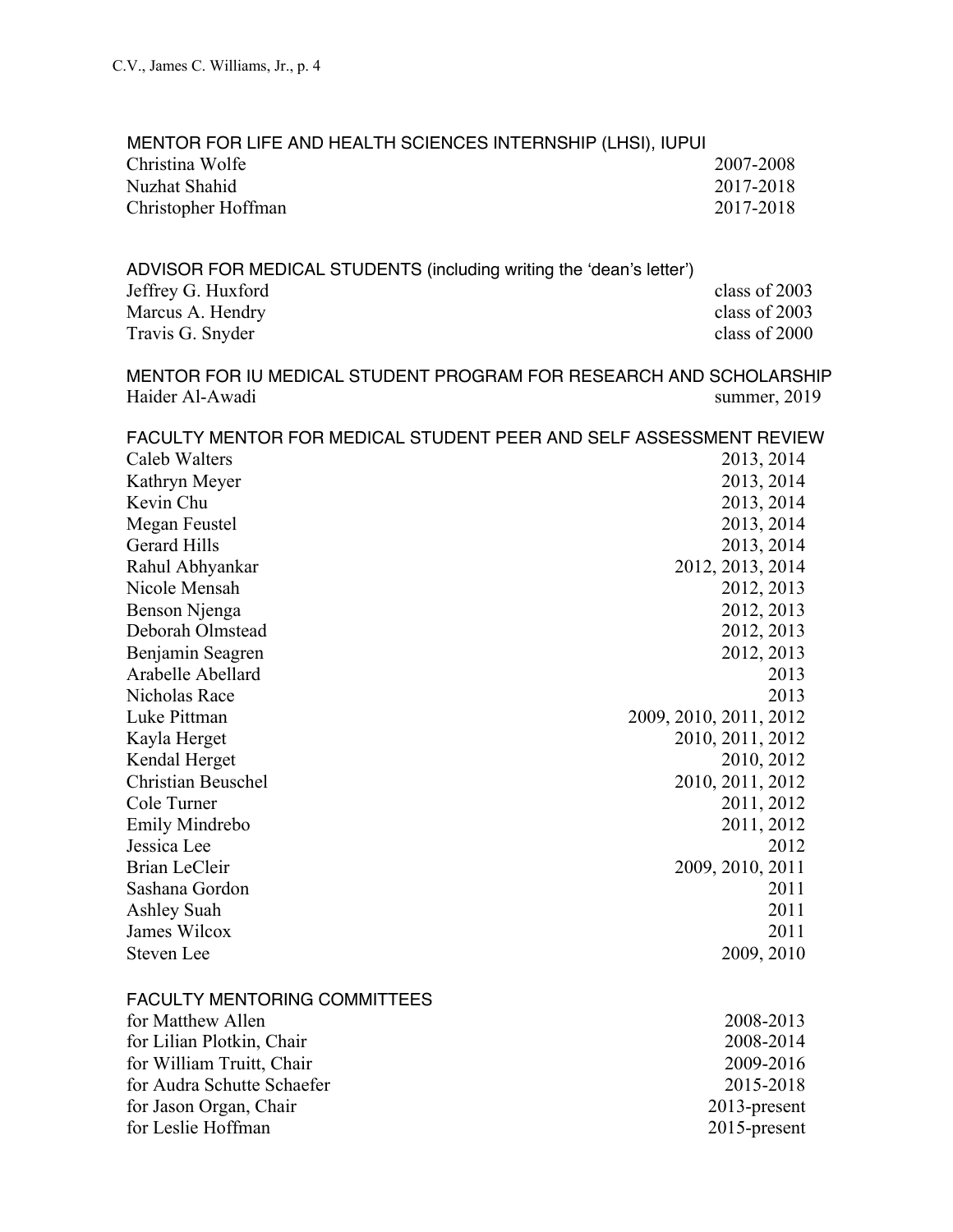#### MENTOR FOR LIFE AND HEALTH SCIENCES INTERNSHIP (LHSI), IUPUI

| | |
|---|---|
| Christina Wolfe | 2007-2008 |
| Nuzhat Shahid | 2017-2018 |
| Christopher Hoffman | 2017-2018 |

#### ADVISOR FOR MEDICAL STUDENTS (including writing the 'dean's letter')

| | |
|---|---|
| Jeffrey G. Huxford | class of 2003 |
| Marcus A. Hendry | class of 2003 |
| Travis G. Snyder | class of 2000 |

#### MENTOR FOR IU MEDICAL STUDENT PROGRAM FOR RESEARCH AND SCHOLARSHIP

| | |
|---|---|
| Haider Al-Awadi | summer, 2019 |

#### FACULTY MENTOR FOR MEDICAL STUDENT PEER AND SELF ASSESSMENT REVIEW

| | |
|---|---|
| Caleb Walters | 2013, 2014 |
| Kathryn Meyer | 2013, 2014 |
| Kevin Chu | 2013, 2014 |
| Megan Feustel | 2013, 2014 |
| Gerard Hills | 2013, 2014 |
| Rahul Abhyankar | 2012, 2013, 2014 |
| Nicole Mensah | 2012, 2013 |
| Benson Njenga | 2012, 2013 |
| Deborah Olmstead | 2012, 2013 |
| Benjamin Seagren | 2012, 2013 |
| Arabelle Abellard | 2013 |
| Nicholas Race | 2013 |
| Luke Pittman | 2009, 2010, 2011, 2012 |
| Kayla Herget | 2010, 2011, 2012 |
| Kendal Herget | 2010, 2012 |
| Christian Beuschel | 2010, 2011, 2012 |
| Cole Turner | 2011, 2012 |
| Emily Mindrebo | 2011, 2012 |
| Jessica Lee | 2012 |
| Brian LeCleir | 2009, 2010, 2011 |
| Sashana Gordon | 2011 |
| Ashley Suah | 2011 |
| James Wilcox | 2011 |
| Steven Lee | 2009, 2010 |

#### FACULTY MENTORING COMMITTEES

| | |
|---|---|
| for Matthew Allen | 2008-2013 |
| for Lilian Plotkin, Chair | 2008-2014 |
| for William Truitt, Chair | 2009-2016 |
| for Audra Schutte Schaefer | 2015-2018 |
| for Jason Organ, Chair | 2013-present |
| for Leslie Hoffman | 2015-present |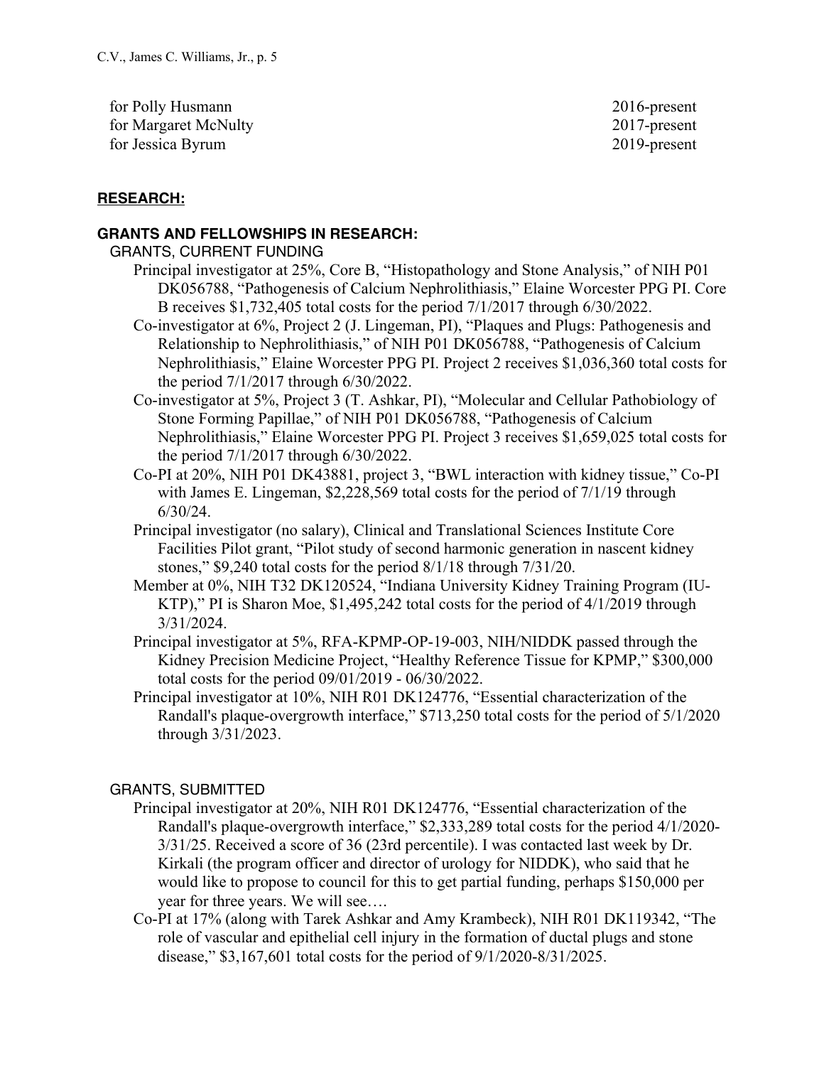for Polly Husmann 2016-present
for Margaret McNulty 2017-present
for Jessica Byrum 2019-present

## RESEARCH:

### GRANTS AND FELLOWSHIPS IN RESEARCH:

GRANTS, CURRENT FUNDING

- Principal investigator at 25%, Core B, "Histopathology and Stone Analysis," of NIH P01 DK056788, "Pathogenesis of Calcium Nephrolithiasis," Elaine Worcester PPG PI. Core B receives $1,732,405 total costs for the period 7/1/2017 through 6/30/2022.
- Co-investigator at 6%, Project 2 (J. Lingeman, PI), "Plaques and Plugs: Pathogenesis and Relationship to Nephrolithiasis," of NIH P01 DK056788, "Pathogenesis of Calcium Nephrolithiasis," Elaine Worcester PPG PI. Project 2 receives $1,036,360 total costs for the period 7/1/2017 through 6/30/2022.
- Co-investigator at 5%, Project 3 (T. Ashkar, PI), "Molecular and Cellular Pathobiology of Stone Forming Papillae," of NIH P01 DK056788, "Pathogenesis of Calcium Nephrolithiasis," Elaine Worcester PPG PI. Project 3 receives $1,659,025 total costs for the period 7/1/2017 through 6/30/2022.
- Co-PI at 20%, NIH P01 DK43881, project 3, "BWL interaction with kidney tissue," Co-PI with James E. Lingeman, $2,228,569 total costs for the period of 7/1/19 through 6/30/24.
- Principal investigator (no salary), Clinical and Translational Sciences Institute Core Facilities Pilot grant, "Pilot study of second harmonic generation in nascent kidney stones," $9,240 total costs for the period 8/1/18 through 7/31/20.
- Member at 0%, NIH T32 DK120524, "Indiana University Kidney Training Program (IU-KTP)," PI is Sharon Moe, $1,495,242 total costs for the period of 4/1/2019 through 3/31/2024.
- Principal investigator at 5%, RFA-KPMP-OP-19-003, NIH/NIDDK passed through the Kidney Precision Medicine Project, "Healthy Reference Tissue for KPMP," $300,000 total costs for the period 09/01/2019 - 06/30/2022.
- Principal investigator at 10%, NIH R01 DK124776, "Essential characterization of the Randall's plaque-overgrowth interface," $713,250 total costs for the period of 5/1/2020 through 3/31/2023.

GRANTS, SUBMITTED

- Principal investigator at 20%, NIH R01 DK124776, "Essential characterization of the Randall's plaque-overgrowth interface," $2,333,289 total costs for the period 4/1/2020-3/31/25. Received a score of 36 (23rd percentile). I was contacted last week by Dr. Kirkali (the program officer and director of urology for NIDDK), who said that he would like to propose to council for this to get partial funding, perhaps $150,000 per year for three years. We will see….
- Co-PI at 17% (along with Tarek Ashkar and Amy Krambeck), NIH R01 DK119342, "The role of vascular and epithelial cell injury in the formation of ductal plugs and stone disease," $3,167,601 total costs for the period of 9/1/2020-8/31/2025.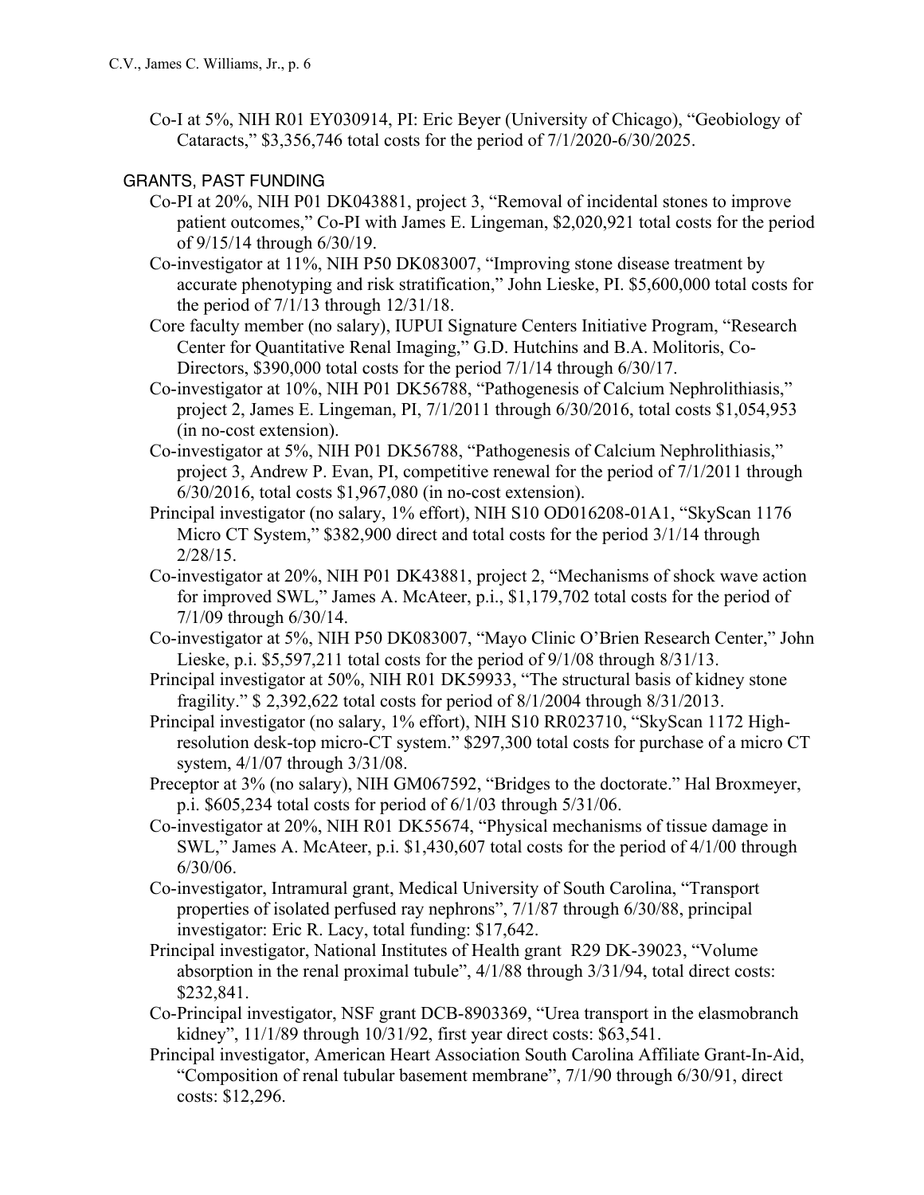Co-I at 5%, NIH R01 EY030914, PI: Eric Beyer (University of Chicago), "Geobiology of Cataracts," $3,356,746 total costs for the period of 7/1/2020-6/30/2025.

## GRANTS, PAST FUNDING

Co-PI at 20%, NIH P01 DK043881, project 3, "Removal of incidental stones to improve patient outcomes," Co-PI with James E. Lingeman, $2,020,921 total costs for the period of 9/15/14 through 6/30/19.

Co-investigator at 11%, NIH P50 DK083007, "Improving stone disease treatment by accurate phenotyping and risk stratification," John Lieske, PI. $5,600,000 total costs for the period of 7/1/13 through 12/31/18.

Core faculty member (no salary), IUPUI Signature Centers Initiative Program, "Research Center for Quantitative Renal Imaging," G.D. Hutchins and B.A. Molitoris, Co-Directors, $390,000 total costs for the period 7/1/14 through 6/30/17.

Co-investigator at 10%, NIH P01 DK56788, "Pathogenesis of Calcium Nephrolithiasis," project 2, James E. Lingeman, PI, 7/1/2011 through 6/30/2016, total costs $1,054,953 (in no-cost extension).

Co-investigator at 5%, NIH P01 DK56788, "Pathogenesis of Calcium Nephrolithiasis," project 3, Andrew P. Evan, PI, competitive renewal for the period of 7/1/2011 through 6/30/2016, total costs $1,967,080 (in no-cost extension).

Principal investigator (no salary, 1% effort), NIH S10 OD016208-01A1, "SkyScan 1176 Micro CT System," $382,900 direct and total costs for the period 3/1/14 through 2/28/15.

Co-investigator at 20%, NIH P01 DK43881, project 2, "Mechanisms of shock wave action for improved SWL," James A. McAteer, p.i., $1,179,702 total costs for the period of 7/1/09 through 6/30/14.

Co-investigator at 5%, NIH P50 DK083007, "Mayo Clinic O'Brien Research Center," John Lieske, p.i. $5,597,211 total costs for the period of 9/1/08 through 8/31/13.

Principal investigator at 50%, NIH R01 DK59933, "The structural basis of kidney stone fragility." $ 2,392,622 total costs for period of 8/1/2004 through 8/31/2013.

Principal investigator (no salary, 1% effort), NIH S10 RR023710, "SkyScan 1172 High-resolution desk-top micro-CT system." $297,300 total costs for purchase of a micro CT system, 4/1/07 through 3/31/08.

Preceptor at 3% (no salary), NIH GM067592, "Bridges to the doctorate." Hal Broxmeyer, p.i. $605,234 total costs for period of 6/1/03 through 5/31/06.

Co-investigator at 20%, NIH R01 DK55674, "Physical mechanisms of tissue damage in SWL," James A. McAteer, p.i. $1,430,607 total costs for the period of 4/1/00 through 6/30/06.

Co-investigator, Intramural grant, Medical University of South Carolina, "Transport properties of isolated perfused ray nephrons", 7/1/87 through 6/30/88, principal investigator: Eric R. Lacy, total funding: $17,642.

Principal investigator, National Institutes of Health grant R29 DK-39023, "Volume absorption in the renal proximal tubule", 4/1/88 through 3/31/94, total direct costs: $232,841.

Co-Principal investigator, NSF grant DCB-8903369, "Urea transport in the elasmobranch kidney", 11/1/89 through 10/31/92, first year direct costs: $63,541.

Principal investigator, American Heart Association South Carolina Affiliate Grant-In-Aid, "Composition of renal tubular basement membrane", 7/1/90 through 6/30/91, direct costs: $12,296.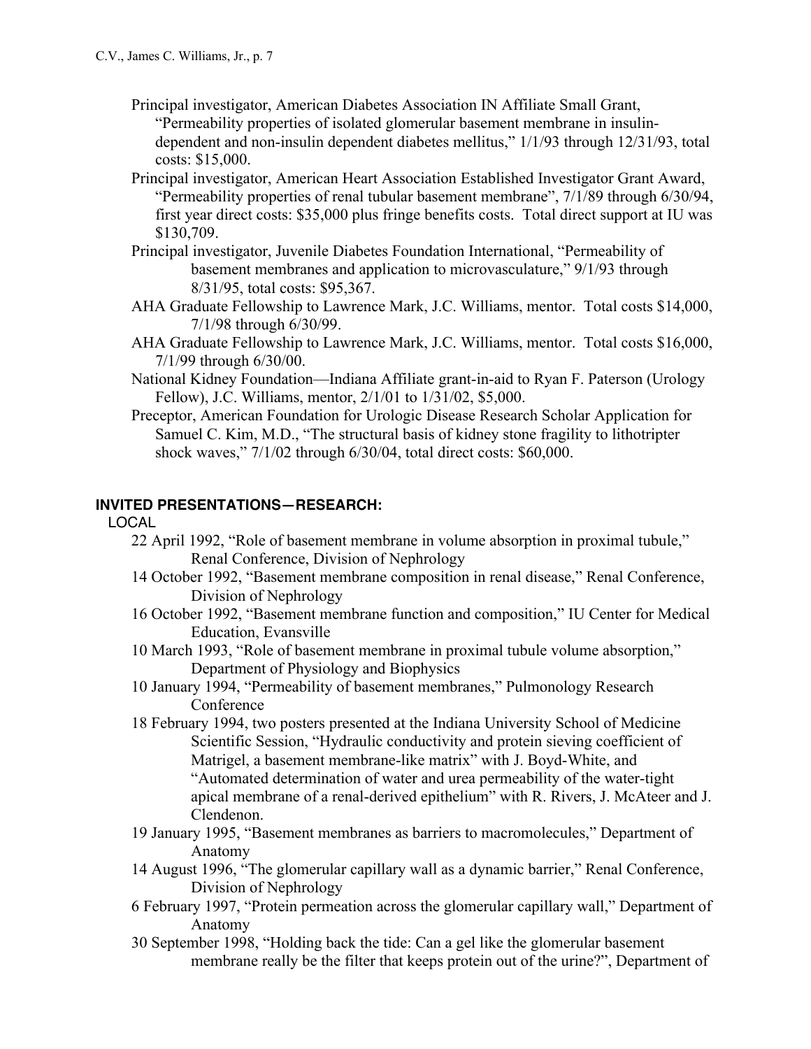Principal investigator, American Diabetes Association IN Affiliate Small Grant, "Permeability properties of isolated glomerular basement membrane in insulin-dependent and non-insulin dependent diabetes mellitus," 1/1/93 through 12/31/93, total costs: $15,000.

Principal investigator, American Heart Association Established Investigator Grant Award, "Permeability properties of renal tubular basement membrane", 7/1/89 through 6/30/94, first year direct costs: $35,000 plus fringe benefits costs. Total direct support at IU was $130,709.

Principal investigator, Juvenile Diabetes Foundation International, "Permeability of basement membranes and application to microvasculature," 9/1/93 through 8/31/95, total costs: $95,367.

AHA Graduate Fellowship to Lawrence Mark, J.C. Williams, mentor. Total costs $14,000, 7/1/98 through 6/30/99.

AHA Graduate Fellowship to Lawrence Mark, J.C. Williams, mentor. Total costs $16,000, 7/1/99 through 6/30/00.

National Kidney Foundation—Indiana Affiliate grant-in-aid to Ryan F. Paterson (Urology Fellow), J.C. Williams, mentor, 2/1/01 to 1/31/02, $5,000.

Preceptor, American Foundation for Urologic Disease Research Scholar Application for Samuel C. Kim, M.D., "The structural basis of kidney stone fragility to lithotripter shock waves," 7/1/02 through 6/30/04, total direct costs: $60,000.

## INVITED PRESENTATIONS—RESEARCH:

LOCAL

22 April 1992, "Role of basement membrane in volume absorption in proximal tubule," Renal Conference, Division of Nephrology

14 October 1992, "Basement membrane composition in renal disease," Renal Conference, Division of Nephrology

16 October 1992, "Basement membrane function and composition," IU Center for Medical Education, Evansville

10 March 1993, "Role of basement membrane in proximal tubule volume absorption," Department of Physiology and Biophysics

10 January 1994, "Permeability of basement membranes," Pulmonology Research Conference

18 February 1994, two posters presented at the Indiana University School of Medicine Scientific Session, "Hydraulic conductivity and protein sieving coefficient of Matrigel, a basement membrane-like matrix" with J. Boyd-White, and "Automated determination of water and urea permeability of the water-tight apical membrane of a renal-derived epithelium" with R. Rivers, J. McAteer and J. Clendenon.

19 January 1995, "Basement membranes as barriers to macromolecules," Department of Anatomy

14 August 1996, "The glomerular capillary wall as a dynamic barrier," Renal Conference, Division of Nephrology

6 February 1997, "Protein permeation across the glomerular capillary wall," Department of Anatomy

30 September 1998, "Holding back the tide: Can a gel like the glomerular basement membrane really be the filter that keeps protein out of the urine?", Department of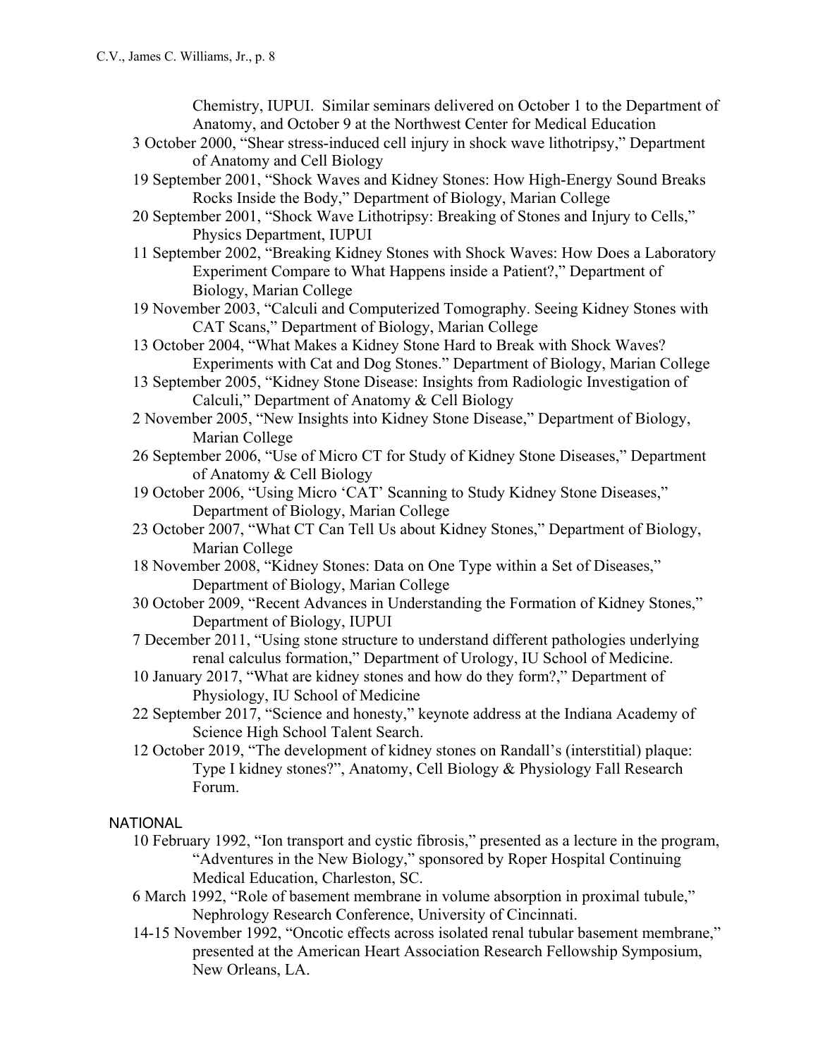Chemistry, IUPUI. Similar seminars delivered on October 1 to the Department of Anatomy, and October 9 at the Northwest Center for Medical Education

3 October 2000, "Shear stress-induced cell injury in shock wave lithotripsy," Department of Anatomy and Cell Biology

19 September 2001, "Shock Waves and Kidney Stones: How High-Energy Sound Breaks Rocks Inside the Body," Department of Biology, Marian College

20 September 2001, "Shock Wave Lithotripsy: Breaking of Stones and Injury to Cells," Physics Department, IUPUI

11 September 2002, "Breaking Kidney Stones with Shock Waves: How Does a Laboratory Experiment Compare to What Happens inside a Patient?," Department of Biology, Marian College

19 November 2003, "Calculi and Computerized Tomography. Seeing Kidney Stones with CAT Scans," Department of Biology, Marian College

13 October 2004, "What Makes a Kidney Stone Hard to Break with Shock Waves? Experiments with Cat and Dog Stones." Department of Biology, Marian College

13 September 2005, "Kidney Stone Disease: Insights from Radiologic Investigation of Calculi," Department of Anatomy & Cell Biology

2 November 2005, "New Insights into Kidney Stone Disease," Department of Biology, Marian College

26 September 2006, "Use of Micro CT for Study of Kidney Stone Diseases," Department of Anatomy & Cell Biology

19 October 2006, "Using Micro 'CAT' Scanning to Study Kidney Stone Diseases," Department of Biology, Marian College

23 October 2007, "What CT Can Tell Us about Kidney Stones," Department of Biology, Marian College

18 November 2008, "Kidney Stones: Data on One Type within a Set of Diseases," Department of Biology, Marian College

30 October 2009, "Recent Advances in Understanding the Formation of Kidney Stones," Department of Biology, IUPUI

7 December 2011, "Using stone structure to understand different pathologies underlying renal calculus formation," Department of Urology, IU School of Medicine.

10 January 2017, "What are kidney stones and how do they form?," Department of Physiology, IU School of Medicine

22 September 2017, "Science and honesty," keynote address at the Indiana Academy of Science High School Talent Search.

12 October 2019, "The development of kidney stones on Randall's (interstitial) plaque: Type I kidney stones?", Anatomy, Cell Biology & Physiology Fall Research Forum.

### NATIONAL

10 February 1992, "Ion transport and cystic fibrosis," presented as a lecture in the program, "Adventures in the New Biology," sponsored by Roper Hospital Continuing Medical Education, Charleston, SC.

6 March 1992, "Role of basement membrane in volume absorption in proximal tubule," Nephrology Research Conference, University of Cincinnati.

14-15 November 1992, "Oncotic effects across isolated renal tubular basement membrane," presented at the American Heart Association Research Fellowship Symposium, New Orleans, LA.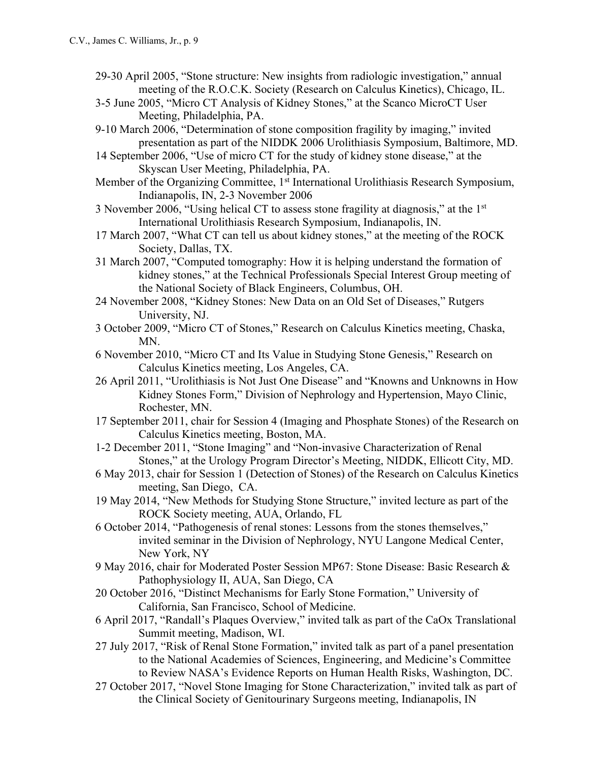29-30 April 2005, "Stone structure: New insights from radiologic investigation," annual meeting of the R.O.C.K. Society (Research on Calculus Kinetics), Chicago, IL.

3-5 June 2005, "Micro CT Analysis of Kidney Stones," at the Scanco MicroCT User Meeting, Philadelphia, PA.

9-10 March 2006, "Determination of stone composition fragility by imaging," invited presentation as part of the NIDDK 2006 Urolithiasis Symposium, Baltimore, MD.

14 September 2006, "Use of micro CT for the study of kidney stone disease," at the Skyscan User Meeting, Philadelphia, PA.

Member of the Organizing Committee, 1st International Urolithiasis Research Symposium, Indianapolis, IN, 2-3 November 2006

3 November 2006, "Using helical CT to assess stone fragility at diagnosis," at the 1st International Urolithiasis Research Symposium, Indianapolis, IN.

17 March 2007, "What CT can tell us about kidney stones," at the meeting of the ROCK Society, Dallas, TX.

31 March 2007, "Computed tomography: How it is helping understand the formation of kidney stones," at the Technical Professionals Special Interest Group meeting of the National Society of Black Engineers, Columbus, OH.

24 November 2008, "Kidney Stones: New Data on an Old Set of Diseases," Rutgers University, NJ.

3 October 2009, "Micro CT of Stones," Research on Calculus Kinetics meeting, Chaska, MN.

6 November 2010, "Micro CT and Its Value in Studying Stone Genesis," Research on Calculus Kinetics meeting, Los Angeles, CA.

26 April 2011, "Urolithiasis is Not Just One Disease" and "Knowns and Unknowns in How Kidney Stones Form," Division of Nephrology and Hypertension, Mayo Clinic, Rochester, MN.

17 September 2011, chair for Session 4 (Imaging and Phosphate Stones) of the Research on Calculus Kinetics meeting, Boston, MA.

1-2 December 2011, "Stone Imaging" and "Non-invasive Characterization of Renal Stones," at the Urology Program Director's Meeting, NIDDK, Ellicott City, MD.

6 May 2013, chair for Session 1 (Detection of Stones) of the Research on Calculus Kinetics meeting, San Diego, CA.

19 May 2014, "New Methods for Studying Stone Structure," invited lecture as part of the ROCK Society meeting, AUA, Orlando, FL

6 October 2014, "Pathogenesis of renal stones: Lessons from the stones themselves," invited seminar in the Division of Nephrology, NYU Langone Medical Center, New York, NY

9 May 2016, chair for Moderated Poster Session MP67: Stone Disease: Basic Research & Pathophysiology II, AUA, San Diego, CA

20 October 2016, "Distinct Mechanisms for Early Stone Formation," University of California, San Francisco, School of Medicine.

6 April 2017, "Randall's Plaques Overview," invited talk as part of the CaOx Translational Summit meeting, Madison, WI.

27 July 2017, "Risk of Renal Stone Formation," invited talk as part of a panel presentation to the National Academies of Sciences, Engineering, and Medicine's Committee to Review NASA's Evidence Reports on Human Health Risks, Washington, DC.

27 October 2017, "Novel Stone Imaging for Stone Characterization," invited talk as part of the Clinical Society of Genitourinary Surgeons meeting, Indianapolis, IN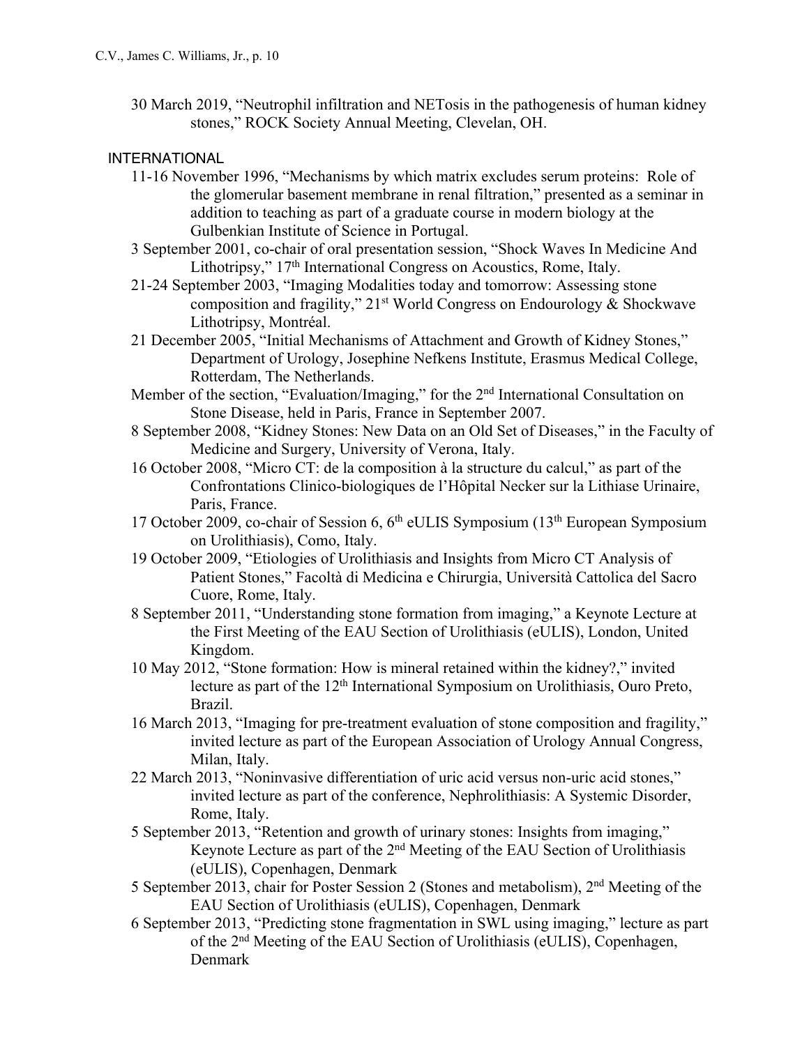30 March 2019, "Neutrophil infiltration and NETosis in the pathogenesis of human kidney stones," ROCK Society Annual Meeting, Clevelan, OH.

INTERNATIONAL

11-16 November 1996, "Mechanisms by which matrix excludes serum proteins: Role of the glomerular basement membrane in renal filtration," presented as a seminar in addition to teaching as part of a graduate course in modern biology at the Gulbenkian Institute of Science in Portugal.

3 September 2001, co-chair of oral presentation session, "Shock Waves In Medicine And Lithotripsy," 17th International Congress on Acoustics, Rome, Italy.

21-24 September 2003, "Imaging Modalities today and tomorrow: Assessing stone composition and fragility," 21st World Congress on Endourology & Shockwave Lithotripsy, Montréal.

21 December 2005, "Initial Mechanisms of Attachment and Growth of Kidney Stones," Department of Urology, Josephine Nefkens Institute, Erasmus Medical College, Rotterdam, The Netherlands.

Member of the section, "Evaluation/Imaging," for the 2nd International Consultation on Stone Disease, held in Paris, France in September 2007.

8 September 2008, "Kidney Stones: New Data on an Old Set of Diseases," in the Faculty of Medicine and Surgery, University of Verona, Italy.

16 October 2008, "Micro CT: de la composition à la structure du calcul," as part of the Confrontations Clinico-biologiques de l'Hôpital Necker sur la Lithiase Urinaire, Paris, France.

17 October 2009, co-chair of Session 6, 6th eULIS Symposium (13th European Symposium on Urolithiasis), Como, Italy.

19 October 2009, "Etiologies of Urolithiasis and Insights from Micro CT Analysis of Patient Stones," Facoltà di Medicina e Chirurgia, Università Cattolica del Sacro Cuore, Rome, Italy.

8 September 2011, "Understanding stone formation from imaging," a Keynote Lecture at the First Meeting of the EAU Section of Urolithiasis (eULIS), London, United Kingdom.

10 May 2012, "Stone formation: How is mineral retained within the kidney?," invited lecture as part of the 12th International Symposium on Urolithiasis, Ouro Preto, Brazil.

16 March 2013, "Imaging for pre-treatment evaluation of stone composition and fragility," invited lecture as part of the European Association of Urology Annual Congress, Milan, Italy.

22 March 2013, "Noninvasive differentiation of uric acid versus non-uric acid stones," invited lecture as part of the conference, Nephrolithiasis: A Systemic Disorder, Rome, Italy.

5 September 2013, "Retention and growth of urinary stones: Insights from imaging," Keynote Lecture as part of the 2nd Meeting of the EAU Section of Urolithiasis (eULIS), Copenhagen, Denmark

5 September 2013, chair for Poster Session 2 (Stones and metabolism), 2nd Meeting of the EAU Section of Urolithiasis (eULIS), Copenhagen, Denmark

6 September 2013, "Predicting stone fragmentation in SWL using imaging," lecture as part of the 2nd Meeting of the EAU Section of Urolithiasis (eULIS), Copenhagen, Denmark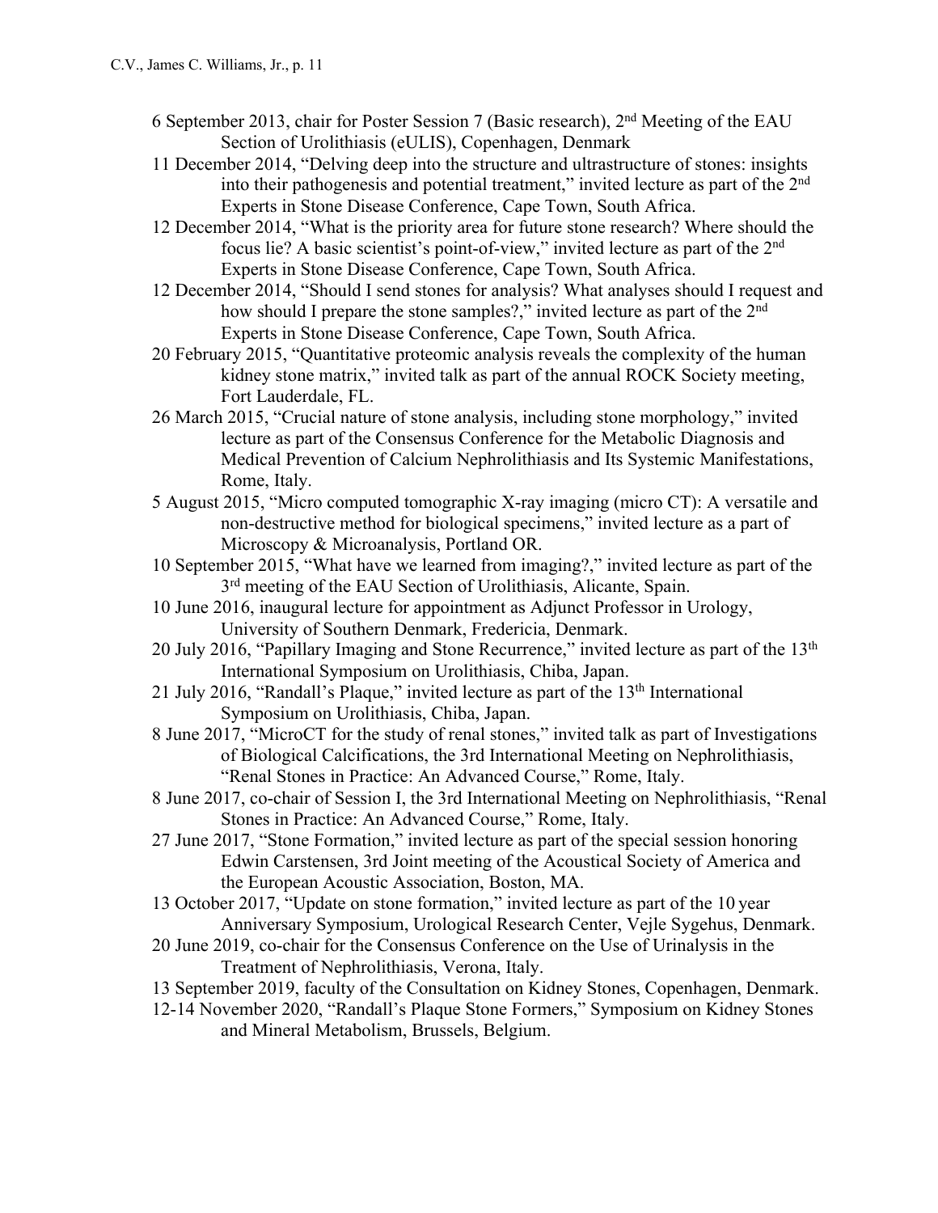6 September 2013, chair for Poster Session 7 (Basic research), 2nd Meeting of the EAU Section of Urolithiasis (eULIS), Copenhagen, Denmark

11 December 2014, "Delving deep into the structure and ultrastructure of stones: insights into their pathogenesis and potential treatment," invited lecture as part of the 2nd Experts in Stone Disease Conference, Cape Town, South Africa.

12 December 2014, "What is the priority area for future stone research? Where should the focus lie? A basic scientist's point-of-view," invited lecture as part of the 2nd Experts in Stone Disease Conference, Cape Town, South Africa.

12 December 2014, "Should I send stones for analysis? What analyses should I request and how should I prepare the stone samples?," invited lecture as part of the 2nd Experts in Stone Disease Conference, Cape Town, South Africa.

20 February 2015, "Quantitative proteomic analysis reveals the complexity of the human kidney stone matrix," invited talk as part of the annual ROCK Society meeting, Fort Lauderdale, FL.

26 March 2015, "Crucial nature of stone analysis, including stone morphology," invited lecture as part of the Consensus Conference for the Metabolic Diagnosis and Medical Prevention of Calcium Nephrolithiasis and Its Systemic Manifestations, Rome, Italy.

5 August 2015, "Micro computed tomographic X-ray imaging (micro CT): A versatile and non-destructive method for biological specimens," invited lecture as a part of Microscopy & Microanalysis, Portland OR.

10 September 2015, "What have we learned from imaging?," invited lecture as part of the 3rd meeting of the EAU Section of Urolithiasis, Alicante, Spain.

10 June 2016, inaugural lecture for appointment as Adjunct Professor in Urology, University of Southern Denmark, Fredericia, Denmark.

20 July 2016, "Papillary Imaging and Stone Recurrence," invited lecture as part of the 13th International Symposium on Urolithiasis, Chiba, Japan.

21 July 2016, "Randall's Plaque," invited lecture as part of the 13th International Symposium on Urolithiasis, Chiba, Japan.

8 June 2017, "MicroCT for the study of renal stones," invited talk as part of Investigations of Biological Calcifications, the 3rd International Meeting on Nephrolithiasis, "Renal Stones in Practice: An Advanced Course," Rome, Italy.

8 June 2017, co-chair of Session I, the 3rd International Meeting on Nephrolithiasis, "Renal Stones in Practice: An Advanced Course," Rome, Italy.

27 June 2017, "Stone Formation," invited lecture as part of the special session honoring Edwin Carstensen, 3rd Joint meeting of the Acoustical Society of America and the European Acoustic Association, Boston, MA.

13 October 2017, "Update on stone formation," invited lecture as part of the 10 year Anniversary Symposium, Urological Research Center, Vejle Sygehus, Denmark.

20 June 2019, co-chair for the Consensus Conference on the Use of Urinalysis in the Treatment of Nephrolithiasis, Verona, Italy.

13 September 2019, faculty of the Consultation on Kidney Stones, Copenhagen, Denmark.

12-14 November 2020, "Randall's Plaque Stone Formers," Symposium on Kidney Stones and Mineral Metabolism, Brussels, Belgium.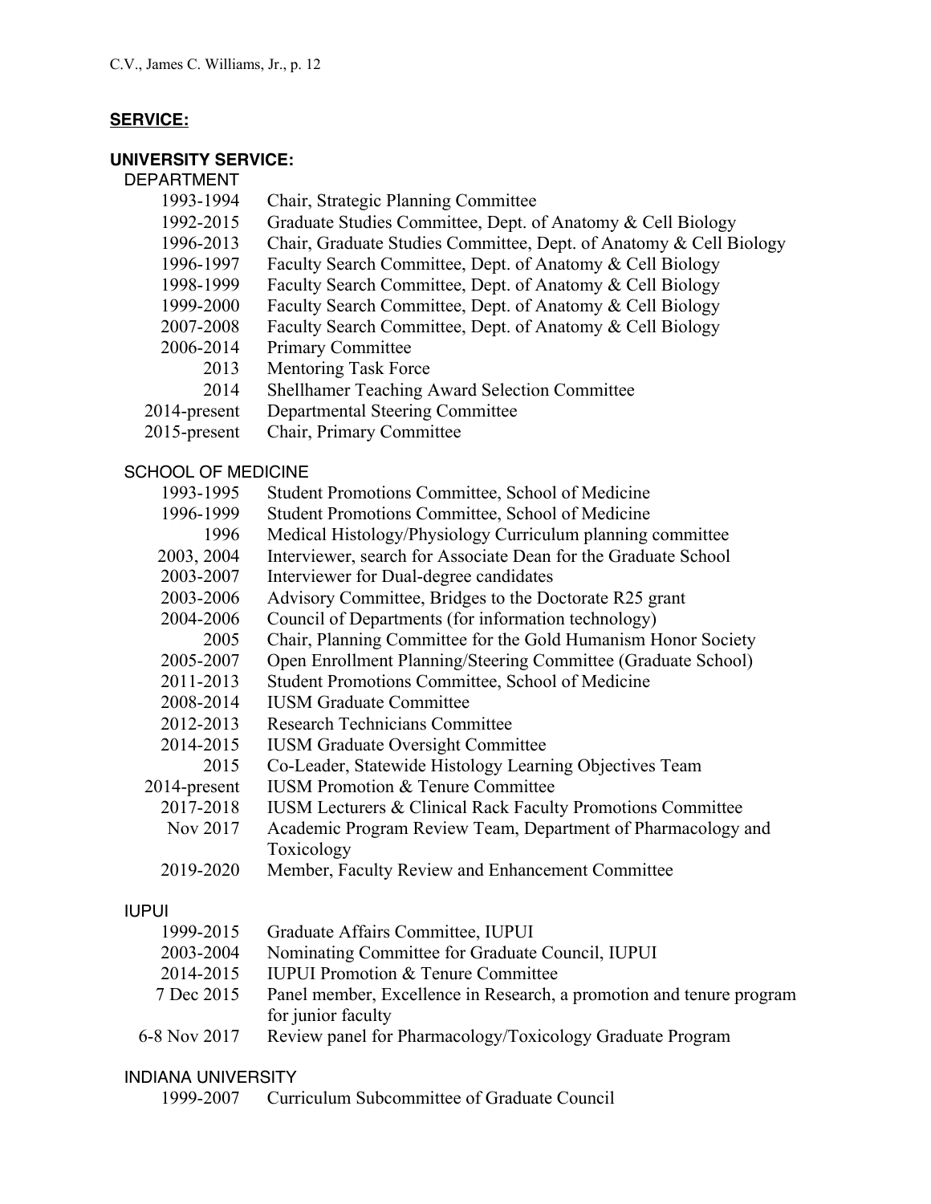## **SERVICE:**

### **UNIVERSITY SERVICE:**

#### DEPARTMENT

- 1993-1994 Chair, Strategic Planning Committee
- 1992-2015 Graduate Studies Committee, Dept. of Anatomy & Cell Biology
- 1996-2013 Chair, Graduate Studies Committee, Dept. of Anatomy & Cell Biology
- 1996-1997 Faculty Search Committee, Dept. of Anatomy & Cell Biology
- 1998-1999 Faculty Search Committee, Dept. of Anatomy & Cell Biology
- 1999-2000 Faculty Search Committee, Dept. of Anatomy & Cell Biology
- 2007-2008 Faculty Search Committee, Dept. of Anatomy & Cell Biology
- 2006-2014 Primary Committee
- 2013 Mentoring Task Force
- 2014 Shellhamer Teaching Award Selection Committee
- 2014-present Departmental Steering Committee
- 2015-present Chair, Primary Committee

#### SCHOOL OF MEDICINE

- 1993-1995 Student Promotions Committee, School of Medicine
- 1996-1999 Student Promotions Committee, School of Medicine
- 1996 Medical Histology/Physiology Curriculum planning committee
- 2003, 2004 Interviewer, search for Associate Dean for the Graduate School
- 2003-2007 Interviewer for Dual-degree candidates
- 2003-2006 Advisory Committee, Bridges to the Doctorate R25 grant
- 2004-2006 Council of Departments (for information technology)
- 2005 Chair, Planning Committee for the Gold Humanism Honor Society
- 2005-2007 Open Enrollment Planning/Steering Committee (Graduate School)
- 2011-2013 Student Promotions Committee, School of Medicine
- 2008-2014 IUSM Graduate Committee
- 2012-2013 Research Technicians Committee
- 2014-2015 IUSM Graduate Oversight Committee
- 2015 Co-Leader, Statewide Histology Learning Objectives Team
- 2014-present IUSM Promotion & Tenure Committee
- 2017-2018 IUSM Lecturers & Clinical Rack Faculty Promotions Committee
- Nov 2017 Academic Program Review Team, Department of Pharmacology and Toxicology
- 2019-2020 Member, Faculty Review and Enhancement Committee

#### IUPUI

- 1999-2015 Graduate Affairs Committee, IUPUI
- 2003-2004 Nominating Committee for Graduate Council, IUPUI
- 2014-2015 IUPUI Promotion & Tenure Committee
- 7 Dec 2015 Panel member, Excellence in Research, a promotion and tenure program for junior faculty
- 6-8 Nov 2017 Review panel for Pharmacology/Toxicology Graduate Program

#### INDIANA UNIVERSITY

- 1999-2007 Curriculum Subcommittee of Graduate Council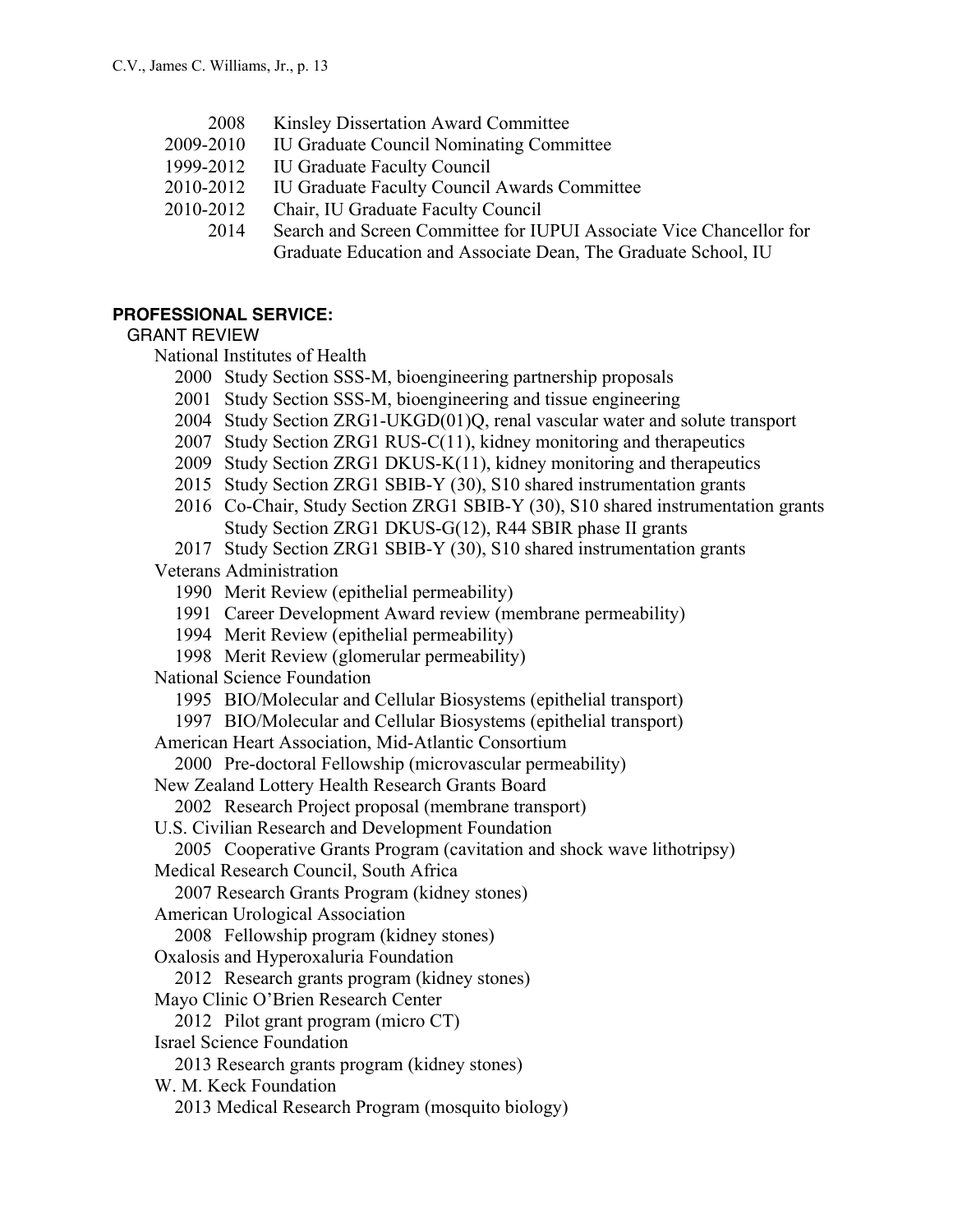2008 Kinsley Dissertation Award Committee
2009-2010 IU Graduate Council Nominating Committee
1999-2012 IU Graduate Faculty Council
2010-2012 IU Graduate Faculty Council Awards Committee
2010-2012 Chair, IU Graduate Faculty Council
2014 Search and Screen Committee for IUPUI Associate Vice Chancellor for Graduate Education and Associate Dean, The Graduate School, IU

## PROFESSIONAL SERVICE:

### GRANT REVIEW

National Institutes of Health

- 2000 Study Section SSS-M, bioengineering partnership proposals
- 2001 Study Section SSS-M, bioengineering and tissue engineering
- 2004 Study Section ZRG1-UKGD(01)Q, renal vascular water and solute transport
- 2007 Study Section ZRG1 RUS-C(11), kidney monitoring and therapeutics
- 2009 Study Section ZRG1 DKUS-K(11), kidney monitoring and therapeutics
- 2015 Study Section ZRG1 SBIB-Y (30), S10 shared instrumentation grants
- 2016 Co-Chair, Study Section ZRG1 SBIB-Y (30), S10 shared instrumentation grants
  Study Section ZRG1 DKUS-G(12), R44 SBIR phase II grants
- 2017 Study Section ZRG1 SBIB-Y (30), S10 shared instrumentation grants

Veterans Administration

- 1990 Merit Review (epithelial permeability)
- 1991 Career Development Award review (membrane permeability)
- 1994 Merit Review (epithelial permeability)
- 1998 Merit Review (glomerular permeability)

National Science Foundation

- 1995 BIO/Molecular and Cellular Biosystems (epithelial transport)
- 1997 BIO/Molecular and Cellular Biosystems (epithelial transport)

American Heart Association, Mid-Atlantic Consortium

- 2000 Pre-doctoral Fellowship (microvascular permeability)

New Zealand Lottery Health Research Grants Board

- 2002 Research Project proposal (membrane transport)

U.S. Civilian Research and Development Foundation

- 2005 Cooperative Grants Program (cavitation and shock wave lithotripsy)

Medical Research Council, South Africa

- 2007 Research Grants Program (kidney stones)

American Urological Association

- 2008 Fellowship program (kidney stones)

Oxalosis and Hyperoxaluria Foundation

- 2012 Research grants program (kidney stones)

Mayo Clinic O'Brien Research Center

- 2012 Pilot grant program (micro CT)

Israel Science Foundation

- 2013 Research grants program (kidney stones)

W. M. Keck Foundation

- 2013 Medical Research Program (mosquito biology)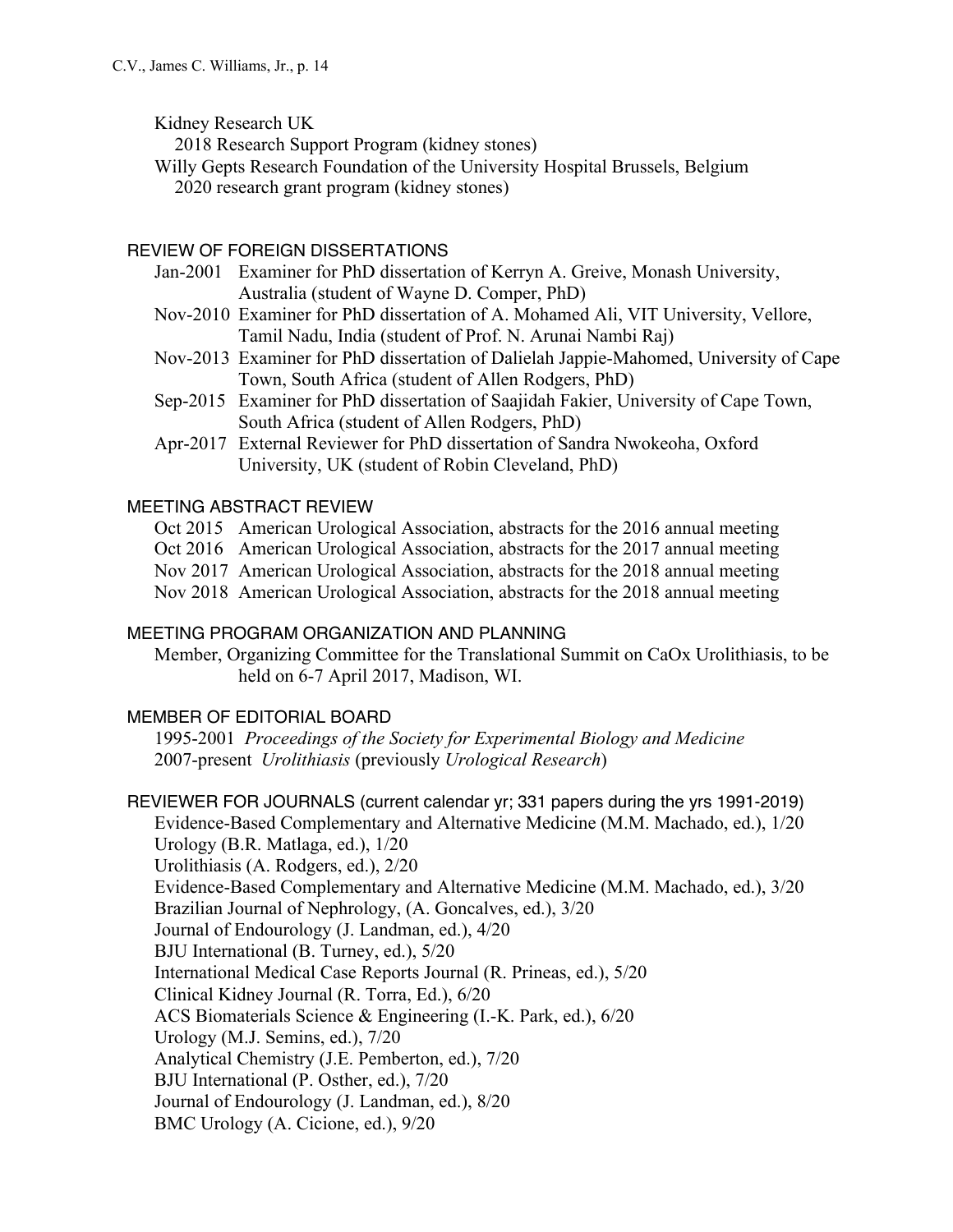Kidney Research UK
  2018 Research Support Program (kidney stones)
Willy Gepts Research Foundation of the University Hospital Brussels, Belgium
  2020 research grant program (kidney stones)

## REVIEW OF FOREIGN DISSERTATIONS

- Jan-2001 Examiner for PhD dissertation of Kerryn A. Greive, Monash University, Australia (student of Wayne D. Comper, PhD)
- Nov-2010 Examiner for PhD dissertation of A. Mohamed Ali, VIT University, Vellore, Tamil Nadu, India (student of Prof. N. Arunai Nambi Raj)
- Nov-2013 Examiner for PhD dissertation of Dalielah Jappie-Mahomed, University of Cape Town, South Africa (student of Allen Rodgers, PhD)
- Sep-2015 Examiner for PhD dissertation of Saajidah Fakier, University of Cape Town, South Africa (student of Allen Rodgers, PhD)
- Apr-2017 External Reviewer for PhD dissertation of Sandra Nwokeoha, Oxford University, UK (student of Robin Cleveland, PhD)

## MEETING ABSTRACT REVIEW

- Oct 2015 American Urological Association, abstracts for the 2016 annual meeting
- Oct 2016 American Urological Association, abstracts for the 2017 annual meeting
- Nov 2017 American Urological Association, abstracts for the 2018 annual meeting
- Nov 2018 American Urological Association, abstracts for the 2018 annual meeting

## MEETING PROGRAM ORGANIZATION AND PLANNING

Member, Organizing Committee for the Translational Summit on CaOx Urolithiasis, to be held on 6-7 April 2017, Madison, WI.

## MEMBER OF EDITORIAL BOARD

- 1995-2001 *Proceedings of the Society for Experimental Biology and Medicine*
- 2007-present *Urolithiasis* (previously *Urological Research*)

## REVIEWER FOR JOURNALS (current calendar yr; 331 papers during the yrs 1991-2019)

- Evidence-Based Complementary and Alternative Medicine (M.M. Machado, ed.), 1/20
- Urology (B.R. Matlaga, ed.), 1/20
- Urolithiasis (A. Rodgers, ed.), 2/20
- Evidence-Based Complementary and Alternative Medicine (M.M. Machado, ed.), 3/20
- Brazilian Journal of Nephrology, (A. Goncalves, ed.), 3/20
- Journal of Endourology (J. Landman, ed.), 4/20
- BJU International (B. Turney, ed.), 5/20
- International Medical Case Reports Journal (R. Prineas, ed.), 5/20
- Clinical Kidney Journal (R. Torra, Ed.), 6/20
- ACS Biomaterials Science & Engineering (I.-K. Park, ed.), 6/20
- Urology (M.J. Semins, ed.), 7/20
- Analytical Chemistry (J.E. Pemberton, ed.), 7/20
- BJU International (P. Osther, ed.), 7/20
- Journal of Endourology (J. Landman, ed.), 8/20
- BMC Urology (A. Cicione, ed.), 9/20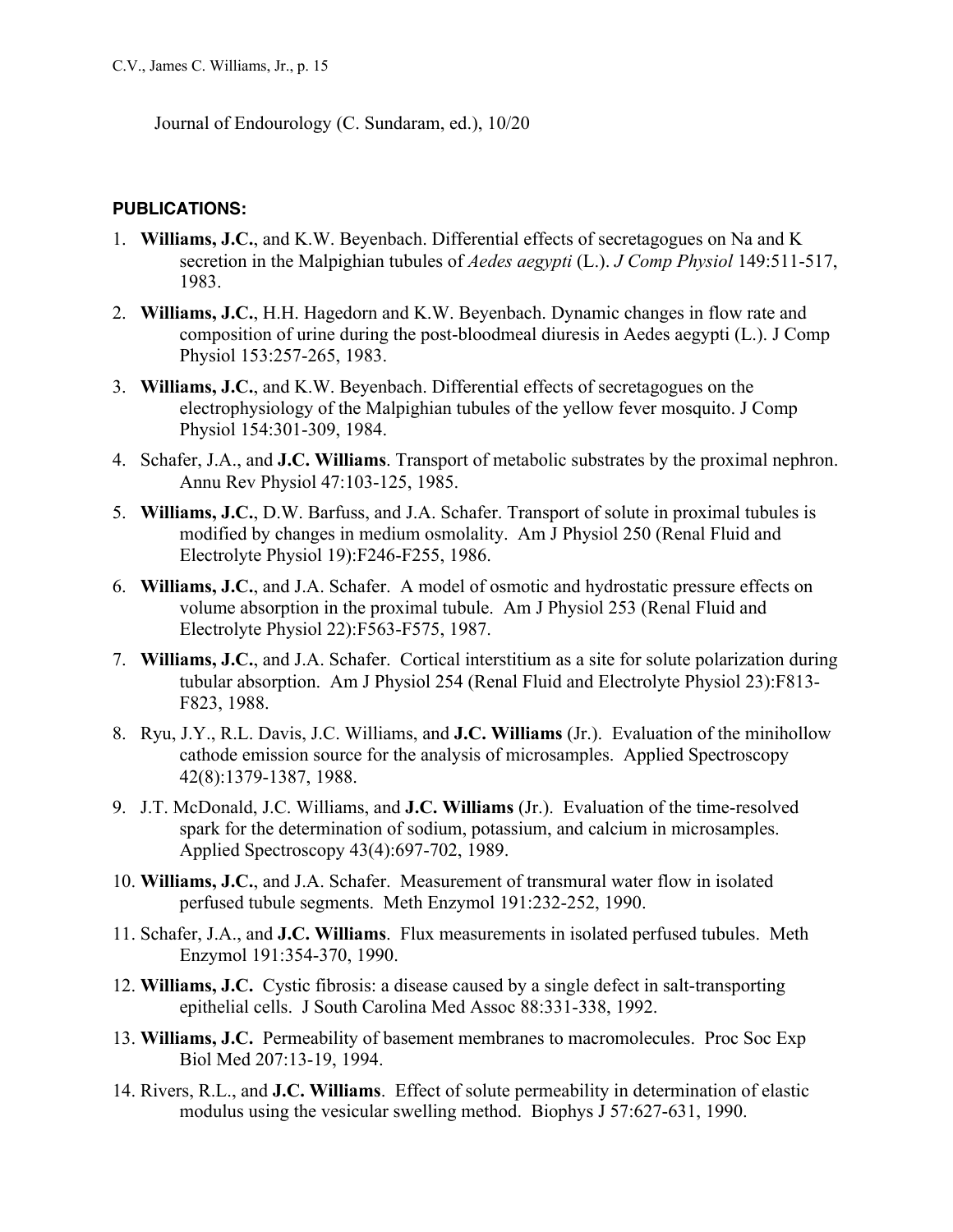Journal of Endourology (C. Sundaram, ed.), 10/20

**PUBLICATIONS:**

1. **Williams, J.C.**, and K.W. Beyenbach. Differential effects of secretagogues on Na and K secretion in the Malpighian tubules of *Aedes aegypti* (L.). *J Comp Physiol* 149:511-517, 1983.
2. **Williams, J.C.**, H.H. Hagedorn and K.W. Beyenbach. Dynamic changes in flow rate and composition of urine during the post-bloodmeal diuresis in Aedes aegypti (L.). J Comp Physiol 153:257-265, 1983.
3. **Williams, J.C.**, and K.W. Beyenbach. Differential effects of secretagogues on the electrophysiology of the Malpighian tubules of the yellow fever mosquito. J Comp Physiol 154:301-309, 1984.
4. Schafer, J.A., and **J.C. Williams**. Transport of metabolic substrates by the proximal nephron. Annu Rev Physiol 47:103-125, 1985.
5. **Williams, J.C.**, D.W. Barfuss, and J.A. Schafer. Transport of solute in proximal tubules is modified by changes in medium osmolality. Am J Physiol 250 (Renal Fluid and Electrolyte Physiol 19):F246-F255, 1986.
6. **Williams, J.C.**, and J.A. Schafer. A model of osmotic and hydrostatic pressure effects on volume absorption in the proximal tubule. Am J Physiol 253 (Renal Fluid and Electrolyte Physiol 22):F563-F575, 1987.
7. **Williams, J.C.**, and J.A. Schafer. Cortical interstitium as a site for solute polarization during tubular absorption. Am J Physiol 254 (Renal Fluid and Electrolyte Physiol 23):F813-F823, 1988.
8. Ryu, J.Y., R.L. Davis, J.C. Williams, and **J.C. Williams** (Jr.). Evaluation of the minihollow cathode emission source for the analysis of microsamples. Applied Spectroscopy 42(8):1379-1387, 1988.
9. J.T. McDonald, J.C. Williams, and **J.C. Williams** (Jr.). Evaluation of the time-resolved spark for the determination of sodium, potassium, and calcium in microsamples. Applied Spectroscopy 43(4):697-702, 1989.
10. **Williams, J.C.**, and J.A. Schafer. Measurement of transmural water flow in isolated perfused tubule segments. Meth Enzymol 191:232-252, 1990.
11. Schafer, J.A., and **J.C. Williams**. Flux measurements in isolated perfused tubules. Meth Enzymol 191:354-370, 1990.
12. **Williams, J.C.** Cystic fibrosis: a disease caused by a single defect in salt-transporting epithelial cells. J South Carolina Med Assoc 88:331-338, 1992.
13. **Williams, J.C.** Permeability of basement membranes to macromolecules. Proc Soc Exp Biol Med 207:13-19, 1994.
14. Rivers, R.L., and **J.C. Williams**. Effect of solute permeability in determination of elastic modulus using the vesicular swelling method. Biophys J 57:627-631, 1990.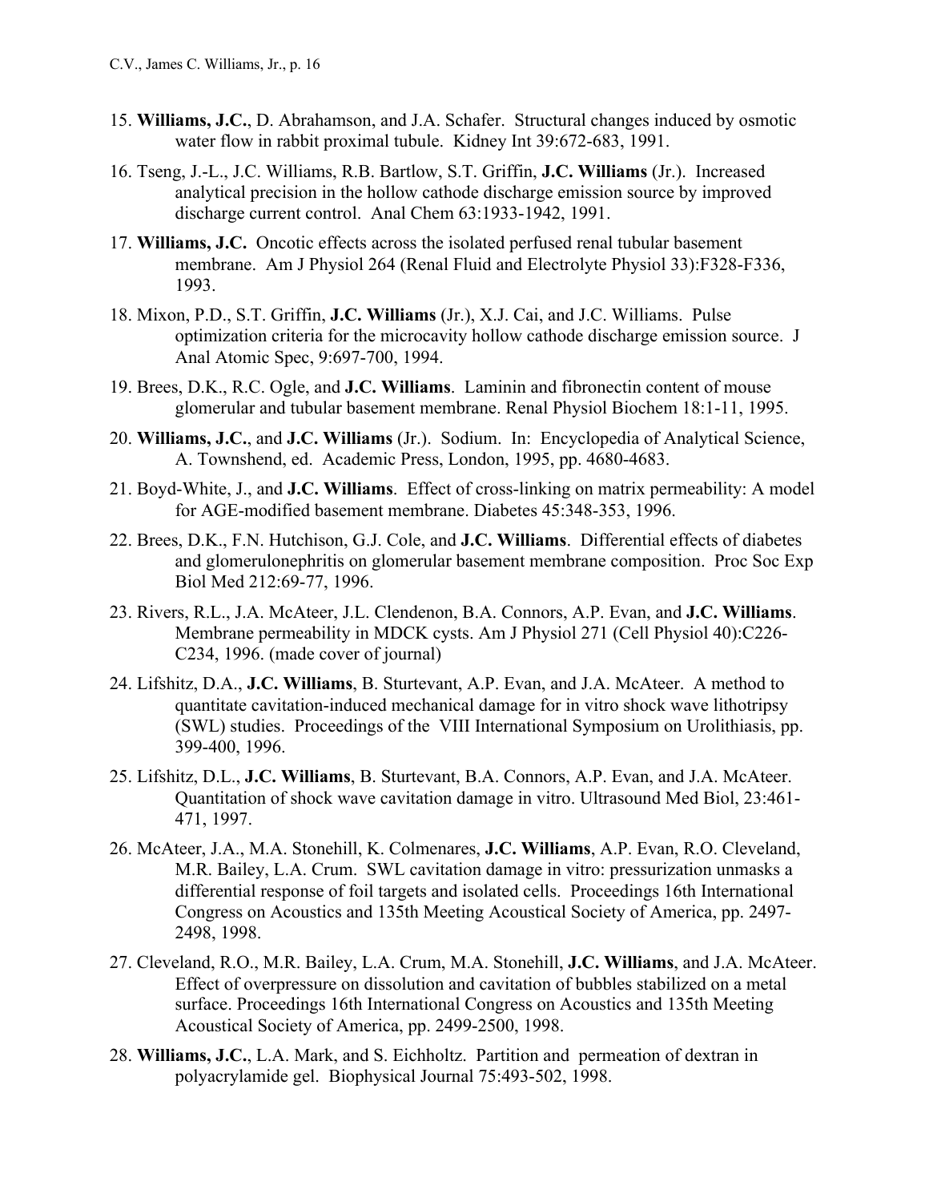15. **Williams, J.C.**, D. Abrahamson, and J.A. Schafer. Structural changes induced by osmotic water flow in rabbit proximal tubule. Kidney Int 39:672-683, 1991.

16. Tseng, J.-L., J.C. Williams, R.B. Bartlow, S.T. Griffin, **J.C. Williams** (Jr.). Increased analytical precision in the hollow cathode discharge emission source by improved discharge current control. Anal Chem 63:1933-1942, 1991.

17. **Williams, J.C.** Oncotic effects across the isolated perfused renal tubular basement membrane. Am J Physiol 264 (Renal Fluid and Electrolyte Physiol 33):F328-F336, 1993.

18. Mixon, P.D., S.T. Griffin, **J.C. Williams** (Jr.), X.J. Cai, and J.C. Williams. Pulse optimization criteria for the microcavity hollow cathode discharge emission source. J Anal Atomic Spec, 9:697-700, 1994.

19. Brees, D.K., R.C. Ogle, and **J.C. Williams**. Laminin and fibronectin content of mouse glomerular and tubular basement membrane. Renal Physiol Biochem 18:1-11, 1995.

20. **Williams, J.C.**, and **J.C. Williams** (Jr.). Sodium. In: Encyclopedia of Analytical Science, A. Townshend, ed. Academic Press, London, 1995, pp. 4680-4683.

21. Boyd-White, J., and **J.C. Williams**. Effect of cross-linking on matrix permeability: A model for AGE-modified basement membrane. Diabetes 45:348-353, 1996.

22. Brees, D.K., F.N. Hutchison, G.J. Cole, and **J.C. Williams**. Differential effects of diabetes and glomerulonephritis on glomerular basement membrane composition. Proc Soc Exp Biol Med 212:69-77, 1996.

23. Rivers, R.L., J.A. McAteer, J.L. Clendenon, B.A. Connors, A.P. Evan, and **J.C. Williams**. Membrane permeability in MDCK cysts. Am J Physiol 271 (Cell Physiol 40):C226-C234, 1996. (made cover of journal)

24. Lifshitz, D.A., **J.C. Williams**, B. Sturtevant, A.P. Evan, and J.A. McAteer. A method to quantitate cavitation-induced mechanical damage for in vitro shock wave lithotripsy (SWL) studies. Proceedings of the VIII International Symposium on Urolithiasis, pp. 399-400, 1996.

25. Lifshitz, D.L., **J.C. Williams**, B. Sturtevant, B.A. Connors, A.P. Evan, and J.A. McAteer. Quantitation of shock wave cavitation damage in vitro. Ultrasound Med Biol, 23:461-471, 1997.

26. McAteer, J.A., M.A. Stonehill, K. Colmenares, **J.C. Williams**, A.P. Evan, R.O. Cleveland, M.R. Bailey, L.A. Crum. SWL cavitation damage in vitro: pressurization unmasks a differential response of foil targets and isolated cells. Proceedings 16th International Congress on Acoustics and 135th Meeting Acoustical Society of America, pp. 2497-2498, 1998.

27. Cleveland, R.O., M.R. Bailey, L.A. Crum, M.A. Stonehill, **J.C. Williams**, and J.A. McAteer. Effect of overpressure on dissolution and cavitation of bubbles stabilized on a metal surface. Proceedings 16th International Congress on Acoustics and 135th Meeting Acoustical Society of America, pp. 2499-2500, 1998.

28. **Williams, J.C.**, L.A. Mark, and S. Eichholtz. Partition and permeation of dextran in polyacrylamide gel. Biophysical Journal 75:493-502, 1998.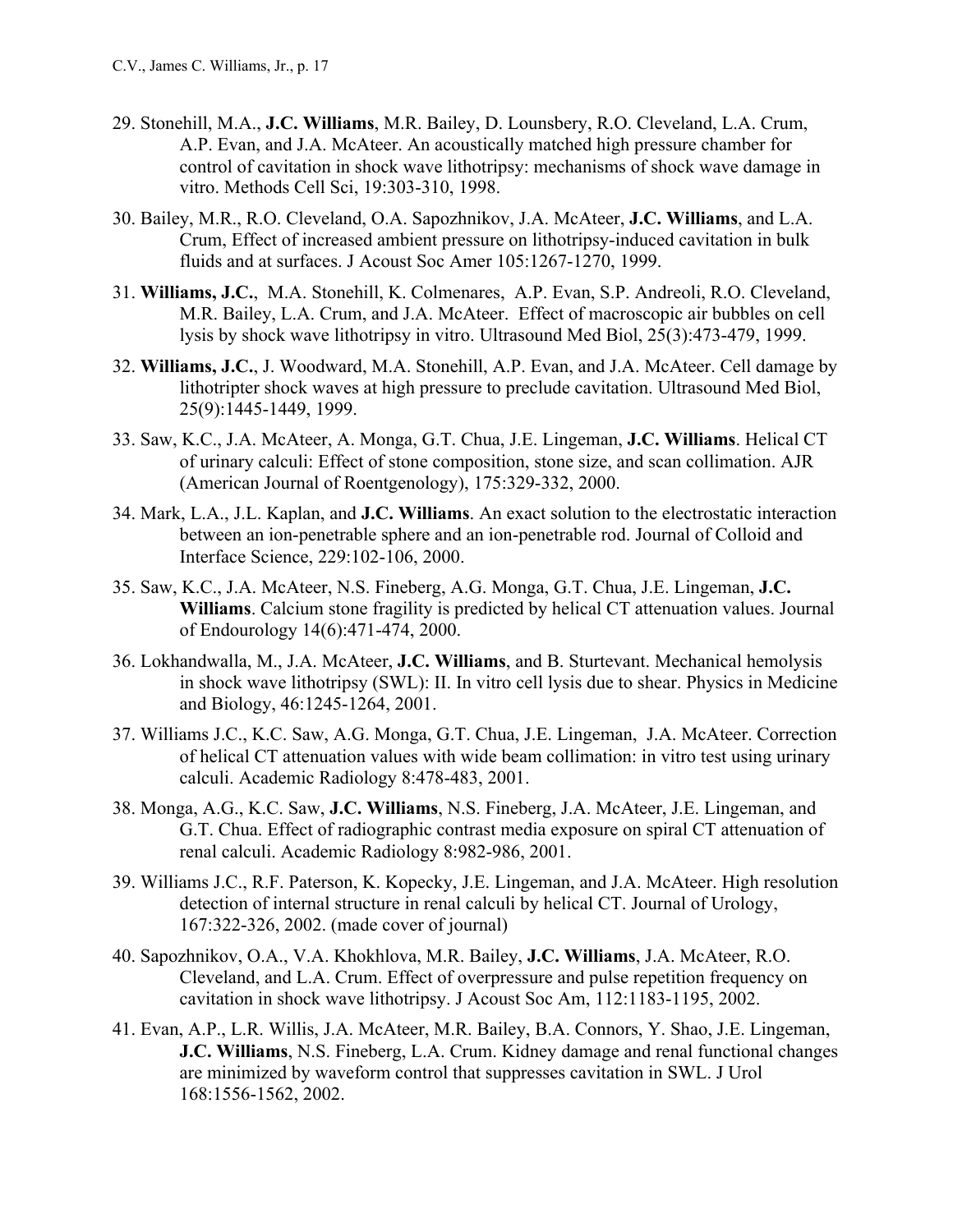29. Stonehill, M.A., **J.C. Williams**, M.R. Bailey, D. Lounsbery, R.O. Cleveland, L.A. Crum, A.P. Evan, and J.A. McAteer. An acoustically matched high pressure chamber for control of cavitation in shock wave lithotripsy: mechanisms of shock wave damage in vitro. Methods Cell Sci, 19:303-310, 1998.

30. Bailey, M.R., R.O. Cleveland, O.A. Sapozhnikov, J.A. McAteer, **J.C. Williams**, and L.A. Crum, Effect of increased ambient pressure on lithotripsy-induced cavitation in bulk fluids and at surfaces. J Acoust Soc Amer 105:1267-1270, 1999.

31. **Williams, J.C.**, M.A. Stonehill, K. Colmenares, A.P. Evan, S.P. Andreoli, R.O. Cleveland, M.R. Bailey, L.A. Crum, and J.A. McAteer. Effect of macroscopic air bubbles on cell lysis by shock wave lithotripsy in vitro. Ultrasound Med Biol, 25(3):473-479, 1999.

32. **Williams, J.C.**, J. Woodward, M.A. Stonehill, A.P. Evan, and J.A. McAteer. Cell damage by lithotripter shock waves at high pressure to preclude cavitation. Ultrasound Med Biol, 25(9):1445-1449, 1999.

33. Saw, K.C., J.A. McAteer, A. Monga, G.T. Chua, J.E. Lingeman, **J.C. Williams**. Helical CT of urinary calculi: Effect of stone composition, stone size, and scan collimation. AJR (American Journal of Roentgenology), 175:329-332, 2000.

34. Mark, L.A., J.L. Kaplan, and **J.C. Williams**. An exact solution to the electrostatic interaction between an ion-penetrable sphere and an ion-penetrable rod. Journal of Colloid and Interface Science, 229:102-106, 2000.

35. Saw, K.C., J.A. McAteer, N.S. Fineberg, A.G. Monga, G.T. Chua, J.E. Lingeman, **J.C. Williams**. Calcium stone fragility is predicted by helical CT attenuation values. Journal of Endourology 14(6):471-474, 2000.

36. Lokhandwalla, M., J.A. McAteer, **J.C. Williams**, and B. Sturtevant. Mechanical hemolysis in shock wave lithotripsy (SWL): II. In vitro cell lysis due to shear. Physics in Medicine and Biology, 46:1245-1264, 2001.

37. Williams J.C., K.C. Saw, A.G. Monga, G.T. Chua, J.E. Lingeman, J.A. McAteer. Correction of helical CT attenuation values with wide beam collimation: in vitro test using urinary calculi. Academic Radiology 8:478-483, 2001.

38. Monga, A.G., K.C. Saw, **J.C. Williams**, N.S. Fineberg, J.A. McAteer, J.E. Lingeman, and G.T. Chua. Effect of radiographic contrast media exposure on spiral CT attenuation of renal calculi. Academic Radiology 8:982-986, 2001.

39. Williams J.C., R.F. Paterson, K. Kopecky, J.E. Lingeman, and J.A. McAteer. High resolution detection of internal structure in renal calculi by helical CT. Journal of Urology, 167:322-326, 2002. (made cover of journal)

40. Sapozhnikov, O.A., V.A. Khokhlova, M.R. Bailey, **J.C. Williams**, J.A. McAteer, R.O. Cleveland, and L.A. Crum. Effect of overpressure and pulse repetition frequency on cavitation in shock wave lithotripsy. J Acoust Soc Am, 112:1183-1195, 2002.

41. Evan, A.P., L.R. Willis, J.A. McAteer, M.R. Bailey, B.A. Connors, Y. Shao, J.E. Lingeman, **J.C. Williams**, N.S. Fineberg, L.A. Crum. Kidney damage and renal functional changes are minimized by waveform control that suppresses cavitation in SWL. J Urol 168:1556-1562, 2002.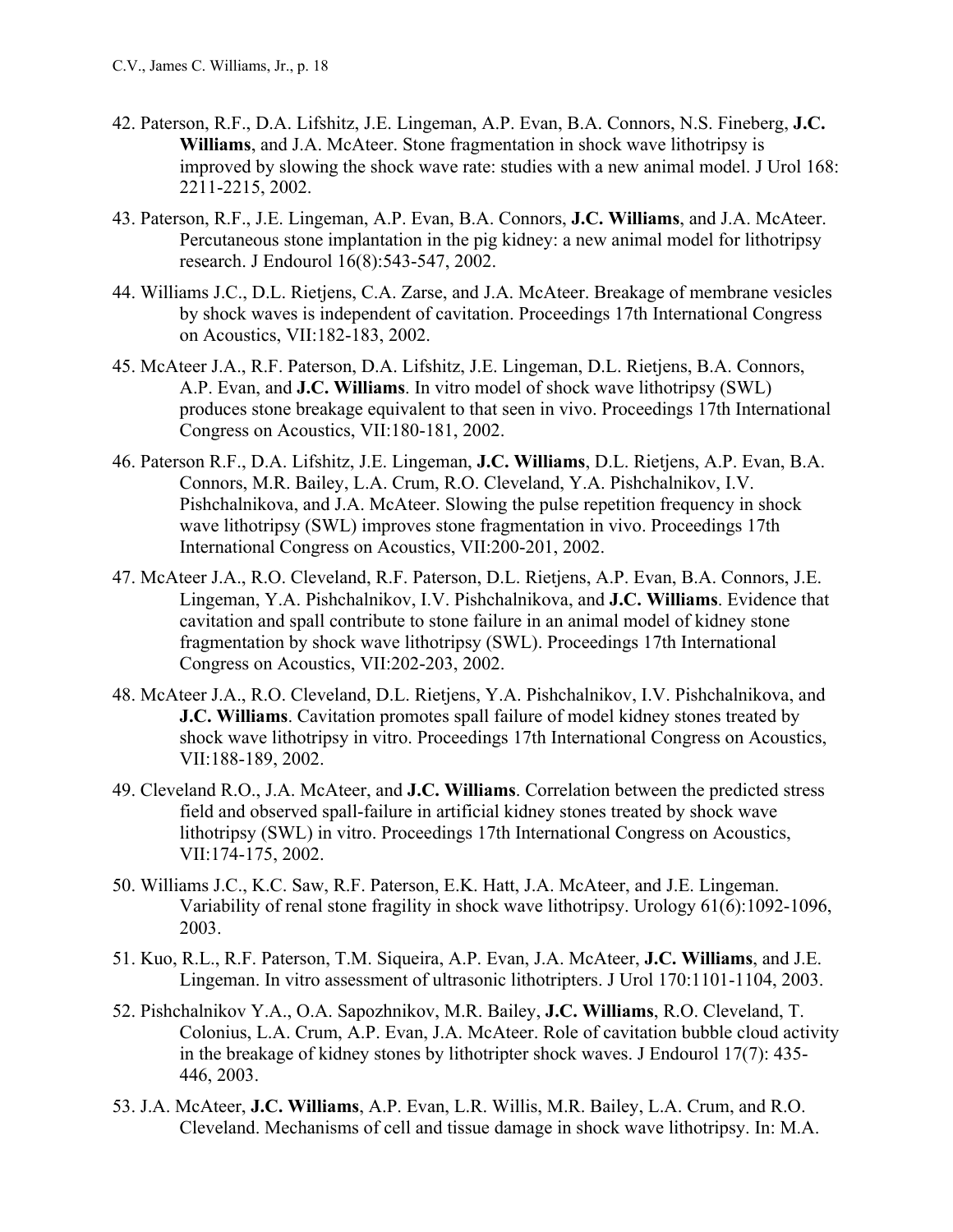42. Paterson, R.F., D.A. Lifshitz, J.E. Lingeman, A.P. Evan, B.A. Connors, N.S. Fineberg, **J.C. Williams**, and J.A. McAteer. Stone fragmentation in shock wave lithotripsy is improved by slowing the shock wave rate: studies with a new animal model. J Urol 168: 2211-2215, 2002.

43. Paterson, R.F., J.E. Lingeman, A.P. Evan, B.A. Connors, **J.C. Williams**, and J.A. McAteer. Percutaneous stone implantation in the pig kidney: a new animal model for lithotripsy research. J Endourol 16(8):543-547, 2002.

44. Williams J.C., D.L. Rietjens, C.A. Zarse, and J.A. McAteer. Breakage of membrane vesicles by shock waves is independent of cavitation. Proceedings 17th International Congress on Acoustics, VII:182-183, 2002.

45. McAteer J.A., R.F. Paterson, D.A. Lifshitz, J.E. Lingeman, D.L. Rietjens, B.A. Connors, A.P. Evan, and **J.C. Williams**. In vitro model of shock wave lithotripsy (SWL) produces stone breakage equivalent to that seen in vivo. Proceedings 17th International Congress on Acoustics, VII:180-181, 2002.

46. Paterson R.F., D.A. Lifshitz, J.E. Lingeman, **J.C. Williams**, D.L. Rietjens, A.P. Evan, B.A. Connors, M.R. Bailey, L.A. Crum, R.O. Cleveland, Y.A. Pishchalnikov, I.V. Pishchalnikova, and J.A. McAteer. Slowing the pulse repetition frequency in shock wave lithotripsy (SWL) improves stone fragmentation in vivo. Proceedings 17th International Congress on Acoustics, VII:200-201, 2002.

47. McAteer J.A., R.O. Cleveland, R.F. Paterson, D.L. Rietjens, A.P. Evan, B.A. Connors, J.E. Lingeman, Y.A. Pishchalnikov, I.V. Pishchalnikova, and **J.C. Williams**. Evidence that cavitation and spall contribute to stone failure in an animal model of kidney stone fragmentation by shock wave lithotripsy (SWL). Proceedings 17th International Congress on Acoustics, VII:202-203, 2002.

48. McAteer J.A., R.O. Cleveland, D.L. Rietjens, Y.A. Pishchalnikov, I.V. Pishchalnikova, and **J.C. Williams**. Cavitation promotes spall failure of model kidney stones treated by shock wave lithotripsy in vitro. Proceedings 17th International Congress on Acoustics, VII:188-189, 2002.

49. Cleveland R.O., J.A. McAteer, and **J.C. Williams**. Correlation between the predicted stress field and observed spall-failure in artificial kidney stones treated by shock wave lithotripsy (SWL) in vitro. Proceedings 17th International Congress on Acoustics, VII:174-175, 2002.

50. Williams J.C., K.C. Saw, R.F. Paterson, E.K. Hatt, J.A. McAteer, and J.E. Lingeman. Variability of renal stone fragility in shock wave lithotripsy. Urology 61(6):1092-1096, 2003.

51. Kuo, R.L., R.F. Paterson, T.M. Siqueira, A.P. Evan, J.A. McAteer, **J.C. Williams**, and J.E. Lingeman. In vitro assessment of ultrasonic lithotripters. J Urol 170:1101-1104, 2003.

52. Pishchalnikov Y.A., O.A. Sapozhnikov, M.R. Bailey, **J.C. Williams**, R.O. Cleveland, T. Colonius, L.A. Crum, A.P. Evan, J.A. McAteer. Role of cavitation bubble cloud activity in the breakage of kidney stones by lithotripter shock waves. J Endourol 17(7): 435-446, 2003.

53. J.A. McAteer, **J.C. Williams**, A.P. Evan, L.R. Willis, M.R. Bailey, L.A. Crum, and R.O. Cleveland. Mechanisms of cell and tissue damage in shock wave lithotripsy. In: M.A.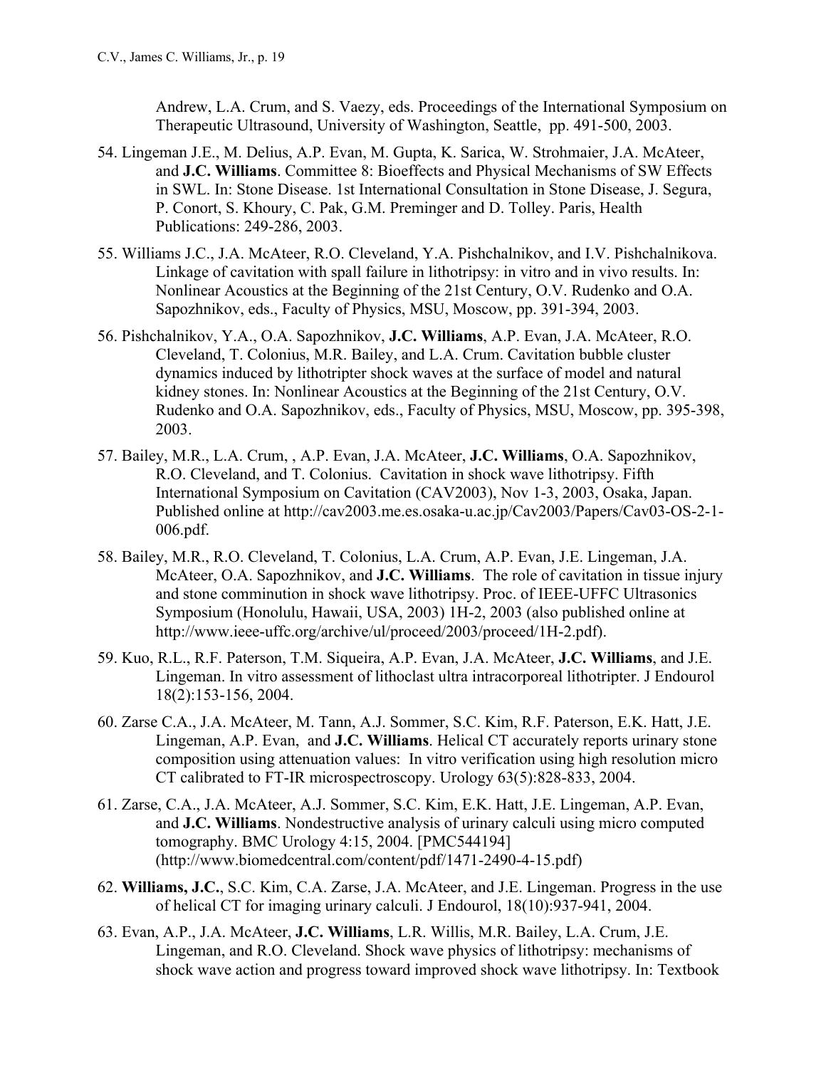Andrew, L.A. Crum, and S. Vaezy, eds. Proceedings of the International Symposium on Therapeutic Ultrasound, University of Washington, Seattle, pp. 491-500, 2003.

54. Lingeman J.E., M. Delius, A.P. Evan, M. Gupta, K. Sarica, W. Strohmaier, J.A. McAteer, and **J.C. Williams**. Committee 8: Bioeffects and Physical Mechanisms of SW Effects in SWL. In: Stone Disease. 1st International Consultation in Stone Disease, J. Segura, P. Conort, S. Khoury, C. Pak, G.M. Preminger and D. Tolley. Paris, Health Publications: 249-286, 2003.

55. Williams J.C., J.A. McAteer, R.O. Cleveland, Y.A. Pishchalnikov, and I.V. Pishchalnikova. Linkage of cavitation with spall failure in lithotripsy: in vitro and in vivo results. In: Nonlinear Acoustics at the Beginning of the 21st Century, O.V. Rudenko and O.A. Sapozhnikov, eds., Faculty of Physics, MSU, Moscow, pp. 391-394, 2003.

56. Pishchalnikov, Y.A., O.A. Sapozhnikov, **J.C. Williams**, A.P. Evan, J.A. McAteer, R.O. Cleveland, T. Colonius, M.R. Bailey, and L.A. Crum. Cavitation bubble cluster dynamics induced by lithotripter shock waves at the surface of model and natural kidney stones. In: Nonlinear Acoustics at the Beginning of the 21st Century, O.V. Rudenko and O.A. Sapozhnikov, eds., Faculty of Physics, MSU, Moscow, pp. 395-398, 2003.

57. Bailey, M.R., L.A. Crum, , A.P. Evan, J.A. McAteer, **J.C. Williams**, O.A. Sapozhnikov, R.O. Cleveland, and T. Colonius. Cavitation in shock wave lithotripsy. Fifth International Symposium on Cavitation (CAV2003), Nov 1-3, 2003, Osaka, Japan. Published online at http://cav2003.me.es.osaka-u.ac.jp/Cav2003/Papers/Cav03-OS-2-1-006.pdf.

58. Bailey, M.R., R.O. Cleveland, T. Colonius, L.A. Crum, A.P. Evan, J.E. Lingeman, J.A. McAteer, O.A. Sapozhnikov, and **J.C. Williams**. The role of cavitation in tissue injury and stone comminution in shock wave lithotripsy. Proc. of IEEE-UFFC Ultrasonics Symposium (Honolulu, Hawaii, USA, 2003) 1H-2, 2003 (also published online at http://www.ieee-uffc.org/archive/ul/proceed/2003/proceed/1H-2.pdf).

59. Kuo, R.L., R.F. Paterson, T.M. Siqueira, A.P. Evan, J.A. McAteer, **J.C. Williams**, and J.E. Lingeman. In vitro assessment of lithoclast ultra intracorporeal lithotripter. J Endourol 18(2):153-156, 2004.

60. Zarse C.A., J.A. McAteer, M. Tann, A.J. Sommer, S.C. Kim, R.F. Paterson, E.K. Hatt, J.E. Lingeman, A.P. Evan, and **J.C. Williams**. Helical CT accurately reports urinary stone composition using attenuation values: In vitro verification using high resolution micro CT calibrated to FT-IR microspectroscopy. Urology 63(5):828-833, 2004.

61. Zarse, C.A., J.A. McAteer, A.J. Sommer, S.C. Kim, E.K. Hatt, J.E. Lingeman, A.P. Evan, and **J.C. Williams**. Nondestructive analysis of urinary calculi using micro computed tomography. BMC Urology 4:15, 2004. [PMC544194] (http://www.biomedcentral.com/content/pdf/1471-2490-4-15.pdf)

62. **Williams, J.C.**, S.C. Kim, C.A. Zarse, J.A. McAteer, and J.E. Lingeman. Progress in the use of helical CT for imaging urinary calculi. J Endourol, 18(10):937-941, 2004.

63. Evan, A.P., J.A. McAteer, **J.C. Williams**, L.R. Willis, M.R. Bailey, L.A. Crum, J.E. Lingeman, and R.O. Cleveland. Shock wave physics of lithotripsy: mechanisms of shock wave action and progress toward improved shock wave lithotripsy. In: Textbook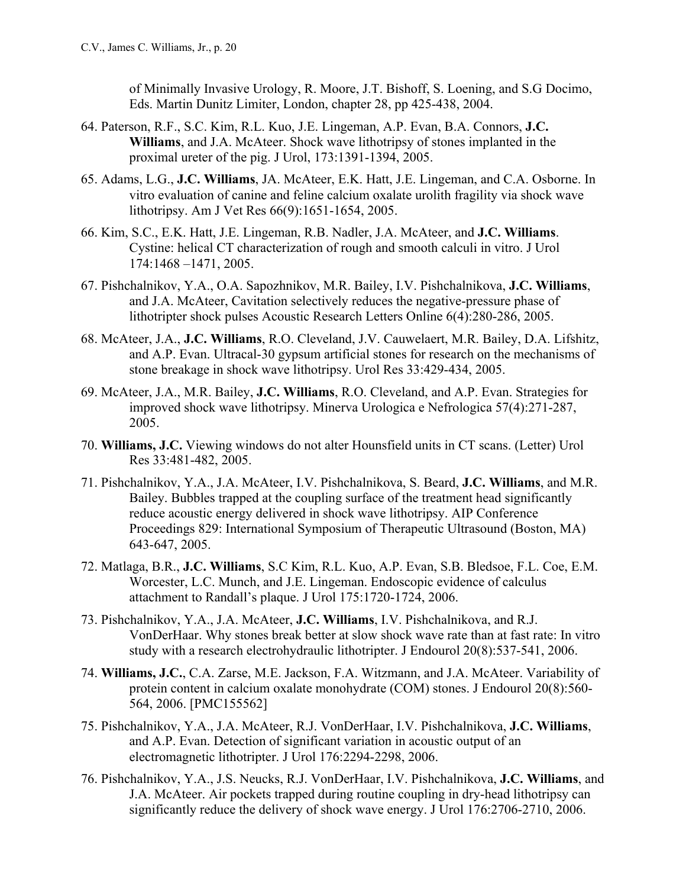of Minimally Invasive Urology, R. Moore, J.T. Bishoff, S. Loening, and S.G Docimo, Eds. Martin Dunitz Limiter, London, chapter 28, pp 425-438, 2004.

64. Paterson, R.F., S.C. Kim, R.L. Kuo, J.E. Lingeman, A.P. Evan, B.A. Connors, **J.C. Williams**, and J.A. McAteer. Shock wave lithotripsy of stones implanted in the proximal ureter of the pig. J Urol, 173:1391-1394, 2005.

65. Adams, L.G., **J.C. Williams**, JA. McAteer, E.K. Hatt, J.E. Lingeman, and C.A. Osborne. In vitro evaluation of canine and feline calcium oxalate urolith fragility via shock wave lithotripsy. Am J Vet Res 66(9):1651-1654, 2005.

66. Kim, S.C., E.K. Hatt, J.E. Lingeman, R.B. Nadler, J.A. McAteer, and **J.C. Williams**. Cystine: helical CT characterization of rough and smooth calculi in vitro. J Urol 174:1468 –1471, 2005.

67. Pishchalnikov, Y.A., O.A. Sapozhnikov, M.R. Bailey, I.V. Pishchalnikova, **J.C. Williams**, and J.A. McAteer, Cavitation selectively reduces the negative-pressure phase of lithotripter shock pulses Acoustic Research Letters Online 6(4):280-286, 2005.

68. McAteer, J.A., **J.C. Williams**, R.O. Cleveland, J.V. Cauwelaert, M.R. Bailey, D.A. Lifshitz, and A.P. Evan. Ultracal-30 gypsum artificial stones for research on the mechanisms of stone breakage in shock wave lithotripsy. Urol Res 33:429-434, 2005.

69. McAteer, J.A., M.R. Bailey, **J.C. Williams**, R.O. Cleveland, and A.P. Evan. Strategies for improved shock wave lithotripsy. Minerva Urologica e Nefrologica 57(4):271-287, 2005.

70. **Williams, J.C.** Viewing windows do not alter Hounsfield units in CT scans. (Letter) Urol Res 33:481-482, 2005.

71. Pishchalnikov, Y.A., J.A. McAteer, I.V. Pishchalnikova, S. Beard, **J.C. Williams**, and M.R. Bailey. Bubbles trapped at the coupling surface of the treatment head significantly reduce acoustic energy delivered in shock wave lithotripsy. AIP Conference Proceedings 829: International Symposium of Therapeutic Ultrasound (Boston, MA) 643-647, 2005.

72. Matlaga, B.R., **J.C. Williams**, S.C Kim, R.L. Kuo, A.P. Evan, S.B. Bledsoe, F.L. Coe, E.M. Worcester, L.C. Munch, and J.E. Lingeman. Endoscopic evidence of calculus attachment to Randall's plaque. J Urol 175:1720-1724, 2006.

73. Pishchalnikov, Y.A., J.A. McAteer, **J.C. Williams**, I.V. Pishchalnikova, and R.J. VonDerHaar. Why stones break better at slow shock wave rate than at fast rate: In vitro study with a research electrohydraulic lithotripter. J Endourol 20(8):537-541, 2006.

74. **Williams, J.C.**, C.A. Zarse, M.E. Jackson, F.A. Witzmann, and J.A. McAteer. Variability of protein content in calcium oxalate monohydrate (COM) stones. J Endourol 20(8):560-564, 2006. [PMC155562]

75. Pishchalnikov, Y.A., J.A. McAteer, R.J. VonDerHaar, I.V. Pishchalnikova, **J.C. Williams**, and A.P. Evan. Detection of significant variation in acoustic output of an electromagnetic lithotripter. J Urol 176:2294-2298, 2006.

76. Pishchalnikov, Y.A., J.S. Neucks, R.J. VonDerHaar, I.V. Pishchalnikova, **J.C. Williams**, and J.A. McAteer. Air pockets trapped during routine coupling in dry-head lithotripsy can significantly reduce the delivery of shock wave energy. J Urol 176:2706-2710, 2006.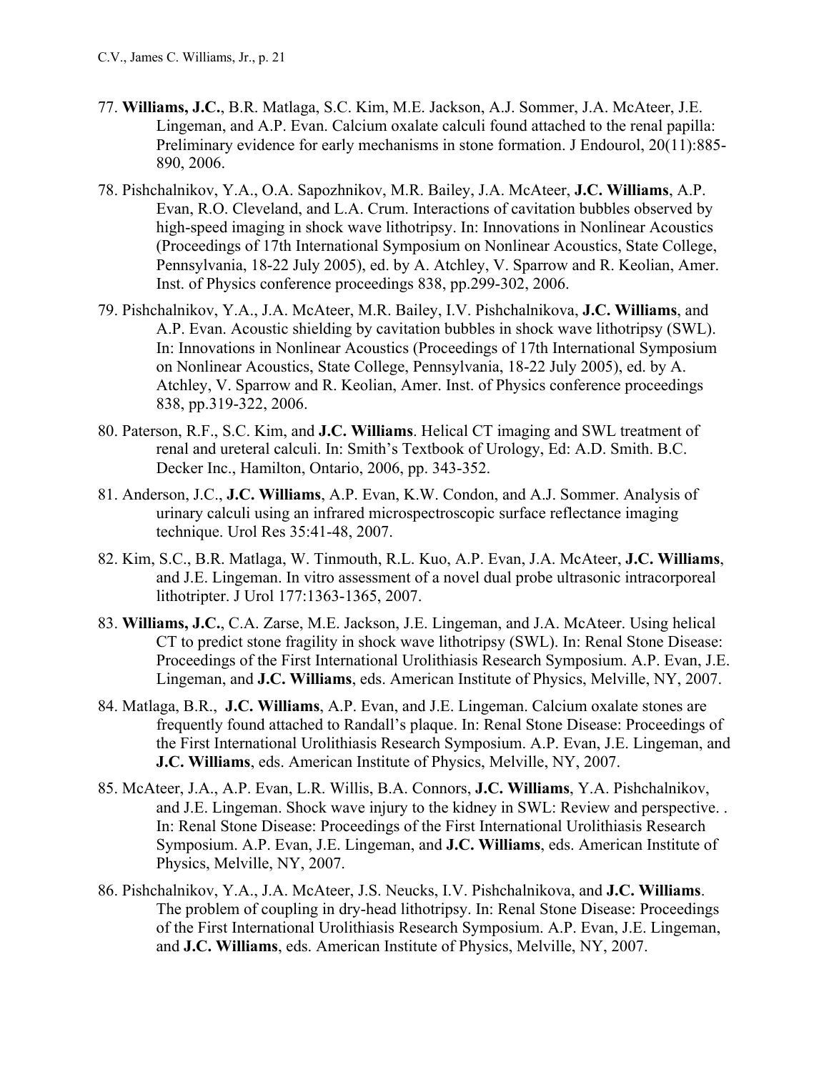77. **Williams, J.C.**, B.R. Matlaga, S.C. Kim, M.E. Jackson, A.J. Sommer, J.A. McAteer, J.E. Lingeman, and A.P. Evan. Calcium oxalate calculi found attached to the renal papilla: Preliminary evidence for early mechanisms in stone formation. J Endourol, 20(11):885-890, 2006.

78. Pishchalnikov, Y.A., O.A. Sapozhnikov, M.R. Bailey, J.A. McAteer, **J.C. Williams**, A.P. Evan, R.O. Cleveland, and L.A. Crum. Interactions of cavitation bubbles observed by high-speed imaging in shock wave lithotripsy. In: Innovations in Nonlinear Acoustics (Proceedings of 17th International Symposium on Nonlinear Acoustics, State College, Pennsylvania, 18-22 July 2005), ed. by A. Atchley, V. Sparrow and R. Keolian, Amer. Inst. of Physics conference proceedings 838, pp.299-302, 2006.

79. Pishchalnikov, Y.A., J.A. McAteer, M.R. Bailey, I.V. Pishchalnikova, **J.C. Williams**, and A.P. Evan. Acoustic shielding by cavitation bubbles in shock wave lithotripsy (SWL). In: Innovations in Nonlinear Acoustics (Proceedings of 17th International Symposium on Nonlinear Acoustics, State College, Pennsylvania, 18-22 July 2005), ed. by A. Atchley, V. Sparrow and R. Keolian, Amer. Inst. of Physics conference proceedings 838, pp.319-322, 2006.

80. Paterson, R.F., S.C. Kim, and **J.C. Williams**. Helical CT imaging and SWL treatment of renal and ureteral calculi. In: Smith's Textbook of Urology, Ed: A.D. Smith. B.C. Decker Inc., Hamilton, Ontario, 2006, pp. 343-352.

81. Anderson, J.C., **J.C. Williams**, A.P. Evan, K.W. Condon, and A.J. Sommer. Analysis of urinary calculi using an infrared microspectroscopic surface reflectance imaging technique. Urol Res 35:41-48, 2007.

82. Kim, S.C., B.R. Matlaga, W. Tinmouth, R.L. Kuo, A.P. Evan, J.A. McAteer, **J.C. Williams**, and J.E. Lingeman. In vitro assessment of a novel dual probe ultrasonic intracorporeal lithotripter. J Urol 177:1363-1365, 2007.

83. **Williams, J.C.**, C.A. Zarse, M.E. Jackson, J.E. Lingeman, and J.A. McAteer. Using helical CT to predict stone fragility in shock wave lithotripsy (SWL). In: Renal Stone Disease: Proceedings of the First International Urolithiasis Research Symposium. A.P. Evan, J.E. Lingeman, and **J.C. Williams**, eds. American Institute of Physics, Melville, NY, 2007.

84. Matlaga, B.R., **J.C. Williams**, A.P. Evan, and J.E. Lingeman. Calcium oxalate stones are frequently found attached to Randall's plaque. In: Renal Stone Disease: Proceedings of the First International Urolithiasis Research Symposium. A.P. Evan, J.E. Lingeman, and **J.C. Williams**, eds. American Institute of Physics, Melville, NY, 2007.

85. McAteer, J.A., A.P. Evan, L.R. Willis, B.A. Connors, **J.C. Williams**, Y.A. Pishchalnikov, and J.E. Lingeman. Shock wave injury to the kidney in SWL: Review and perspective. . In: Renal Stone Disease: Proceedings of the First International Urolithiasis Research Symposium. A.P. Evan, J.E. Lingeman, and **J.C. Williams**, eds. American Institute of Physics, Melville, NY, 2007.

86. Pishchalnikov, Y.A., J.A. McAteer, J.S. Neucks, I.V. Pishchalnikova, and **J.C. Williams**. The problem of coupling in dry-head lithotripsy. In: Renal Stone Disease: Proceedings of the First International Urolithiasis Research Symposium. A.P. Evan, J.E. Lingeman, and **J.C. Williams**, eds. American Institute of Physics, Melville, NY, 2007.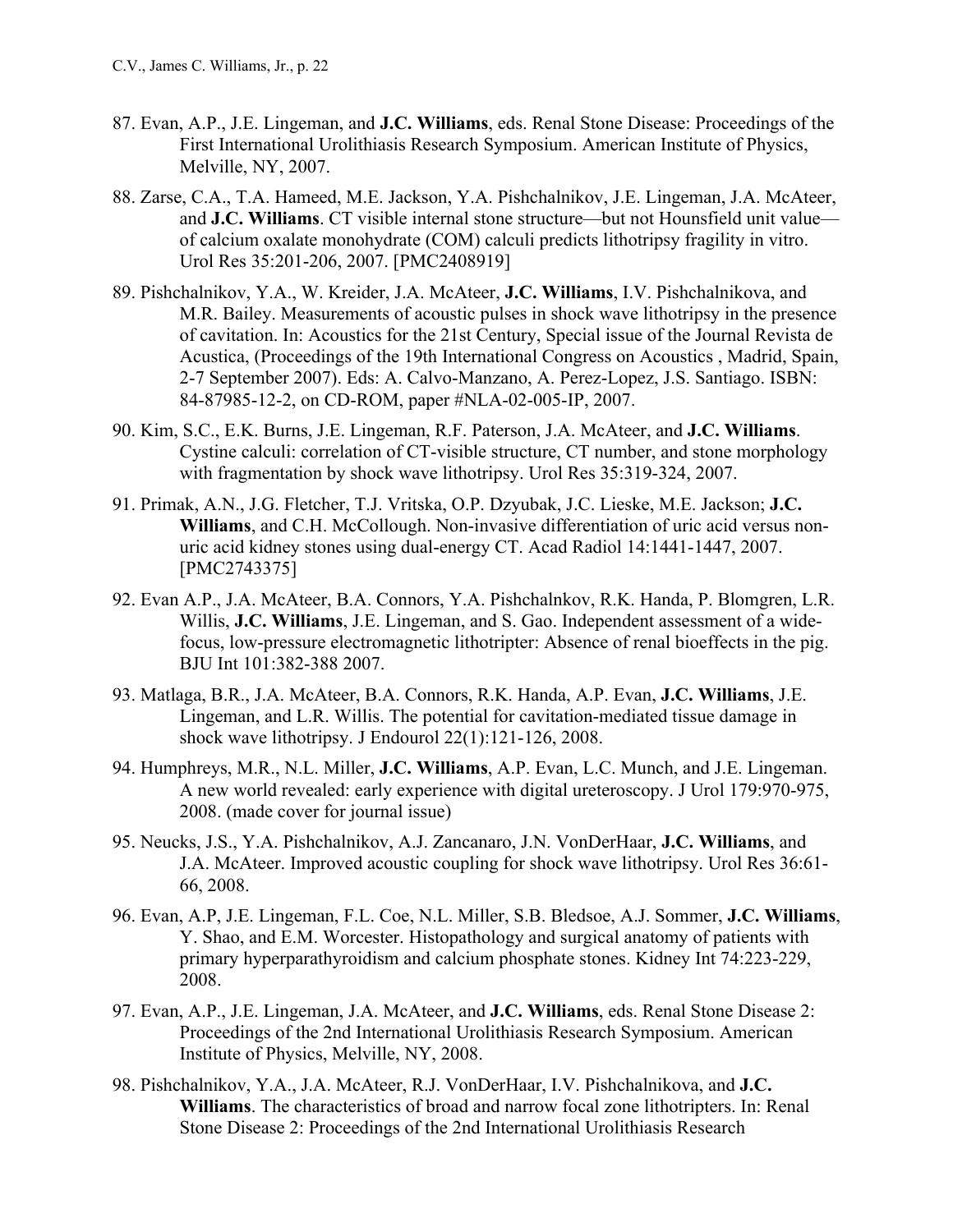87. Evan, A.P., J.E. Lingeman, and **J.C. Williams**, eds. Renal Stone Disease: Proceedings of the First International Urolithiasis Research Symposium. American Institute of Physics, Melville, NY, 2007.

88. Zarse, C.A., T.A. Hameed, M.E. Jackson, Y.A. Pishchalnikov, J.E. Lingeman, J.A. McAteer, and **J.C. Williams**. CT visible internal stone structure—but not Hounsfield unit value—of calcium oxalate monohydrate (COM) calculi predicts lithotripsy fragility in vitro. Urol Res 35:201-206, 2007. [PMC2408919]

89. Pishchalnikov, Y.A., W. Kreider, J.A. McAteer, **J.C. Williams**, I.V. Pishchalnikova, and M.R. Bailey. Measurements of acoustic pulses in shock wave lithotripsy in the presence of cavitation. In: Acoustics for the 21st Century, Special issue of the Journal Revista de Acustica, (Proceedings of the 19th International Congress on Acoustics , Madrid, Spain, 2-7 September 2007). Eds: A. Calvo-Manzano, A. Perez-Lopez, J.S. Santiago. ISBN: 84-87985-12-2, on CD-ROM, paper #NLA-02-005-IP, 2007.

90. Kim, S.C., E.K. Burns, J.E. Lingeman, R.F. Paterson, J.A. McAteer, and **J.C. Williams**. Cystine calculi: correlation of CT-visible structure, CT number, and stone morphology with fragmentation by shock wave lithotripsy. Urol Res 35:319-324, 2007.

91. Primak, A.N., J.G. Fletcher, T.J. Vritska, O.P. Dzyubak, J.C. Lieske, M.E. Jackson; **J.C. Williams**, and C.H. McCollough. Non-invasive differentiation of uric acid versus non-uric acid kidney stones using dual-energy CT. Acad Radiol 14:1441-1447, 2007. [PMC2743375]

92. Evan A.P., J.A. McAteer, B.A. Connors, Y.A. Pishchalnkov, R.K. Handa, P. Blomgren, L.R. Willis, **J.C. Williams**, J.E. Lingeman, and S. Gao. Independent assessment of a wide-focus, low-pressure electromagnetic lithotripter: Absence of renal bioeffects in the pig. BJU Int 101:382-388 2007.

93. Matlaga, B.R., J.A. McAteer, B.A. Connors, R.K. Handa, A.P. Evan, **J.C. Williams**, J.E. Lingeman, and L.R. Willis. The potential for cavitation-mediated tissue damage in shock wave lithotripsy. J Endourol 22(1):121-126, 2008.

94. Humphreys, M.R., N.L. Miller, **J.C. Williams**, A.P. Evan, L.C. Munch, and J.E. Lingeman. A new world revealed: early experience with digital ureteroscopy. J Urol 179:970-975, 2008. (made cover for journal issue)

95. Neucks, J.S., Y.A. Pishchalnikov, A.J. Zancanaro, J.N. VonDerHaar, **J.C. Williams**, and J.A. McAteer. Improved acoustic coupling for shock wave lithotripsy. Urol Res 36:61-66, 2008.

96. Evan, A.P, J.E. Lingeman, F.L. Coe, N.L. Miller, S.B. Bledsoe, A.J. Sommer, **J.C. Williams**, Y. Shao, and E.M. Worcester. Histopathology and surgical anatomy of patients with primary hyperparathyroidism and calcium phosphate stones. Kidney Int 74:223-229, 2008.

97. Evan, A.P., J.E. Lingeman, J.A. McAteer, and **J.C. Williams**, eds. Renal Stone Disease 2: Proceedings of the 2nd International Urolithiasis Research Symposium. American Institute of Physics, Melville, NY, 2008.

98. Pishchalnikov, Y.A., J.A. McAteer, R.J. VonDerHaar, I.V. Pishchalnikova, and **J.C. Williams**. The characteristics of broad and narrow focal zone lithotripters. In: Renal Stone Disease 2: Proceedings of the 2nd International Urolithiasis Research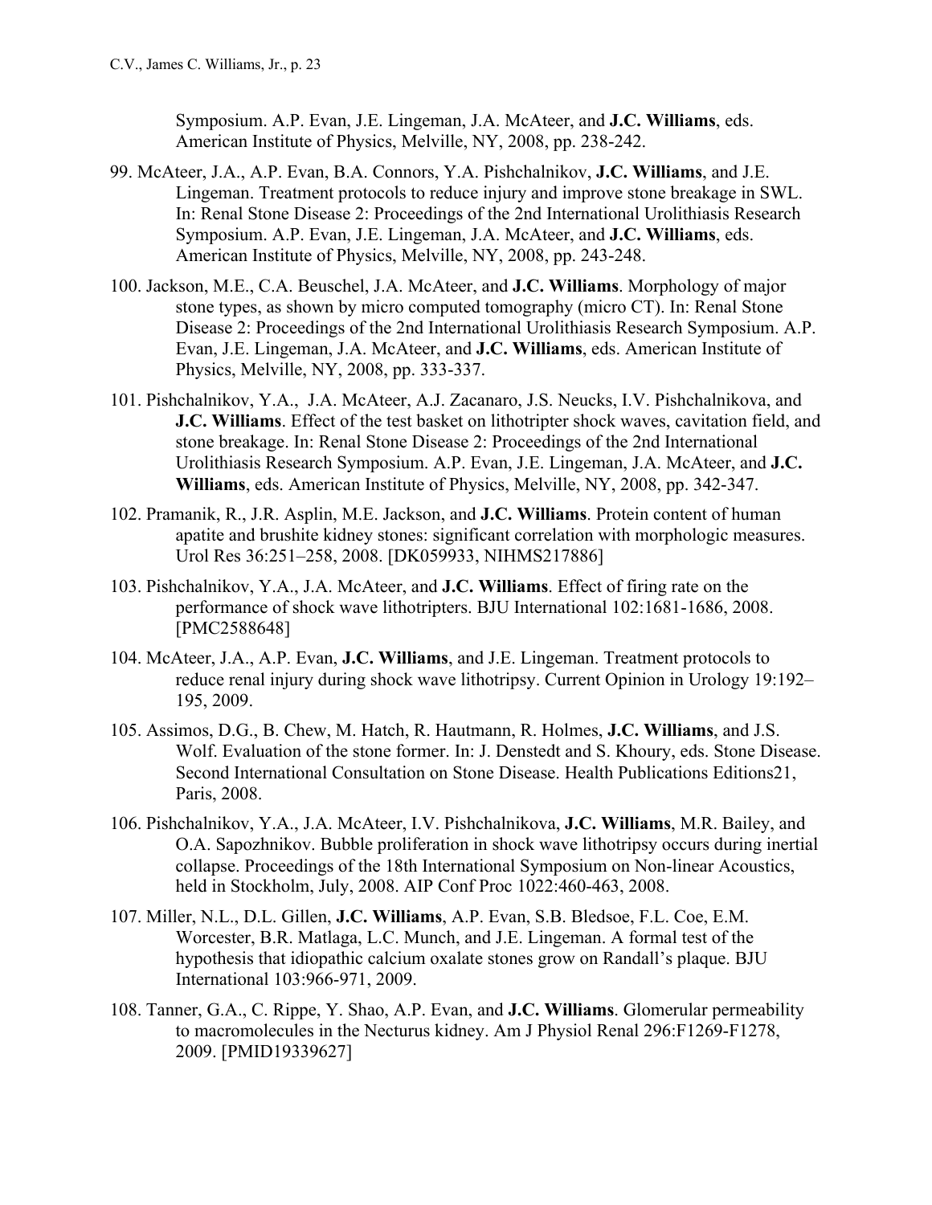Symposium. A.P. Evan, J.E. Lingeman, J.A. McAteer, and **J.C. Williams**, eds. American Institute of Physics, Melville, NY, 2008, pp. 238-242.

99. McAteer, J.A., A.P. Evan, B.A. Connors, Y.A. Pishchalnikov, **J.C. Williams**, and J.E. Lingeman. Treatment protocols to reduce injury and improve stone breakage in SWL. In: Renal Stone Disease 2: Proceedings of the 2nd International Urolithiasis Research Symposium. A.P. Evan, J.E. Lingeman, J.A. McAteer, and **J.C. Williams**, eds. American Institute of Physics, Melville, NY, 2008, pp. 243-248.

100. Jackson, M.E., C.A. Beuschel, J.A. McAteer, and **J.C. Williams**. Morphology of major stone types, as shown by micro computed tomography (micro CT). In: Renal Stone Disease 2: Proceedings of the 2nd International Urolithiasis Research Symposium. A.P. Evan, J.E. Lingeman, J.A. McAteer, and **J.C. Williams**, eds. American Institute of Physics, Melville, NY, 2008, pp. 333-337.

101. Pishchalnikov, Y.A., J.A. McAteer, A.J. Zacanaro, J.S. Neucks, I.V. Pishchalnikova, and **J.C. Williams**. Effect of the test basket on lithotripter shock waves, cavitation field, and stone breakage. In: Renal Stone Disease 2: Proceedings of the 2nd International Urolithiasis Research Symposium. A.P. Evan, J.E. Lingeman, J.A. McAteer, and **J.C. Williams**, eds. American Institute of Physics, Melville, NY, 2008, pp. 342-347.

102. Pramanik, R., J.R. Asplin, M.E. Jackson, and **J.C. Williams**. Protein content of human apatite and brushite kidney stones: significant correlation with morphologic measures. Urol Res 36:251–258, 2008. [DK059933, NIHMS217886]

103. Pishchalnikov, Y.A., J.A. McAteer, and **J.C. Williams**. Effect of firing rate on the performance of shock wave lithotripters. BJU International 102:1681-1686, 2008. [PMC2588648]

104. McAteer, J.A., A.P. Evan, **J.C. Williams**, and J.E. Lingeman. Treatment protocols to reduce renal injury during shock wave lithotripsy. Current Opinion in Urology 19:192–195, 2009.

105. Assimos, D.G., B. Chew, M. Hatch, R. Hautmann, R. Holmes, **J.C. Williams**, and J.S. Wolf. Evaluation of the stone former. In: J. Denstedt and S. Khoury, eds. Stone Disease. Second International Consultation on Stone Disease. Health Publications Editions21, Paris, 2008.

106. Pishchalnikov, Y.A., J.A. McAteer, I.V. Pishchalnikova, **J.C. Williams**, M.R. Bailey, and O.A. Sapozhnikov. Bubble proliferation in shock wave lithotripsy occurs during inertial collapse. Proceedings of the 18th International Symposium on Non-linear Acoustics, held in Stockholm, July, 2008. AIP Conf Proc 1022:460-463, 2008.

107. Miller, N.L., D.L. Gillen, **J.C. Williams**, A.P. Evan, S.B. Bledsoe, F.L. Coe, E.M. Worcester, B.R. Matlaga, L.C. Munch, and J.E. Lingeman. A formal test of the hypothesis that idiopathic calcium oxalate stones grow on Randall's plaque. BJU International 103:966-971, 2009.

108. Tanner, G.A., C. Rippe, Y. Shao, A.P. Evan, and **J.C. Williams**. Glomerular permeability to macromolecules in the Necturus kidney. Am J Physiol Renal 296:F1269-F1278, 2009. [PMID19339627]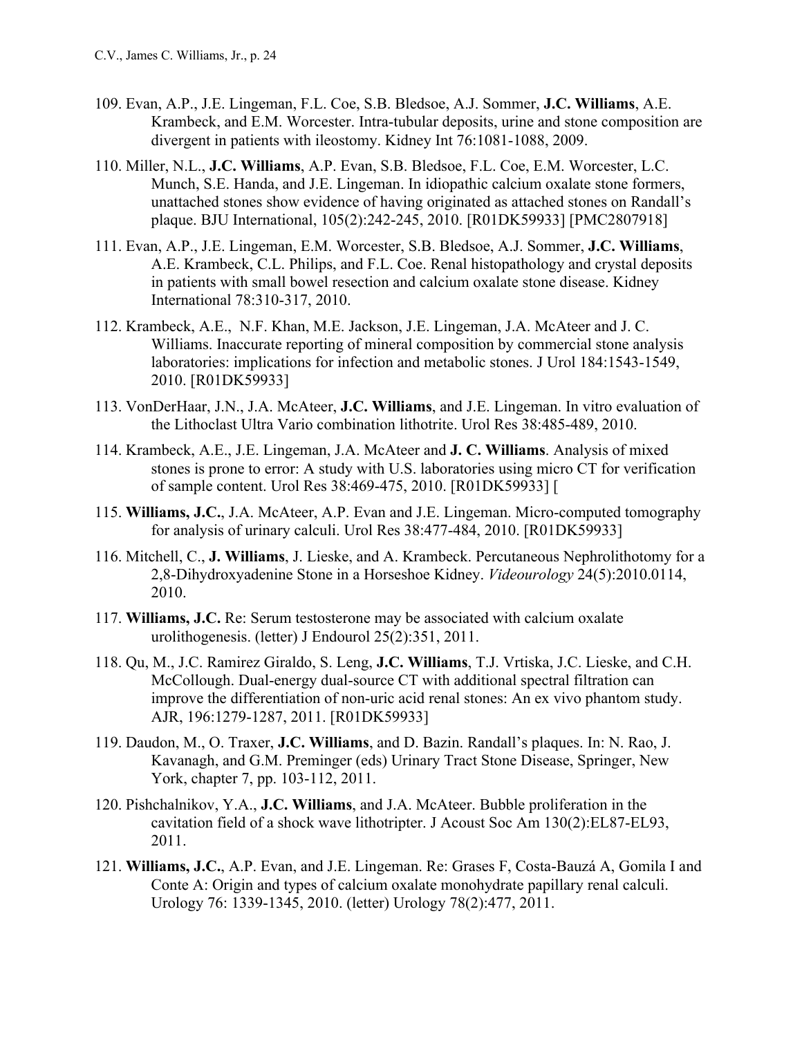109. Evan, A.P., J.E. Lingeman, F.L. Coe, S.B. Bledsoe, A.J. Sommer, **J.C. Williams**, A.E. Krambeck, and E.M. Worcester. Intra-tubular deposits, urine and stone composition are divergent in patients with ileostomy. Kidney Int 76:1081-1088, 2009.

110. Miller, N.L., **J.C. Williams**, A.P. Evan, S.B. Bledsoe, F.L. Coe, E.M. Worcester, L.C. Munch, S.E. Handa, and J.E. Lingeman. In idiopathic calcium oxalate stone formers, unattached stones show evidence of having originated as attached stones on Randall's plaque. BJU International, 105(2):242-245, 2010. [R01DK59933] [PMC2807918]

111. Evan, A.P., J.E. Lingeman, E.M. Worcester, S.B. Bledsoe, A.J. Sommer, **J.C. Williams**, A.E. Krambeck, C.L. Philips, and F.L. Coe. Renal histopathology and crystal deposits in patients with small bowel resection and calcium oxalate stone disease. Kidney International 78:310-317, 2010.

112. Krambeck, A.E., N.F. Khan, M.E. Jackson, J.E. Lingeman, J.A. McAteer and J. C. Williams. Inaccurate reporting of mineral composition by commercial stone analysis laboratories: implications for infection and metabolic stones. J Urol 184:1543-1549, 2010. [R01DK59933]

113. VonDerHaar, J.N., J.A. McAteer, **J.C. Williams**, and J.E. Lingeman. In vitro evaluation of the Lithoclast Ultra Vario combination lithotrite. Urol Res 38:485-489, 2010.

114. Krambeck, A.E., J.E. Lingeman, J.A. McAteer and **J. C. Williams**. Analysis of mixed stones is prone to error: A study with U.S. laboratories using micro CT for verification of sample content. Urol Res 38:469-475, 2010. [R01DK59933] [

115. **Williams, J.C.**, J.A. McAteer, A.P. Evan and J.E. Lingeman. Micro-computed tomography for analysis of urinary calculi. Urol Res 38:477-484, 2010. [R01DK59933]

116. Mitchell, C., **J. Williams**, J. Lieske, and A. Krambeck. Percutaneous Nephrolithotomy for a 2,8-Dihydroxyadenine Stone in a Horseshoe Kidney. *Videourology* 24(5):2010.0114, 2010.

117. **Williams, J.C.** Re: Serum testosterone may be associated with calcium oxalate urolithogenesis. (letter) J Endourol 25(2):351, 2011.

118. Qu, M., J.C. Ramirez Giraldo, S. Leng, **J.C. Williams**, T.J. Vrtiska, J.C. Lieske, and C.H. McCollough. Dual-energy dual-source CT with additional spectral filtration can improve the differentiation of non-uric acid renal stones: An ex vivo phantom study. AJR, 196:1279-1287, 2011. [R01DK59933]

119. Daudon, M., O. Traxer, **J.C. Williams**, and D. Bazin. Randall's plaques. In: N. Rao, J. Kavanagh, and G.M. Preminger (eds) Urinary Tract Stone Disease, Springer, New York, chapter 7, pp. 103-112, 2011.

120. Pishchalnikov, Y.A., **J.C. Williams**, and J.A. McAteer. Bubble proliferation in the cavitation field of a shock wave lithotripter. J Acoust Soc Am 130(2):EL87-EL93, 2011.

121. **Williams, J.C.**, A.P. Evan, and J.E. Lingeman. Re: Grases F, Costa-Bauzá A, Gomila I and Conte A: Origin and types of calcium oxalate monohydrate papillary renal calculi. Urology 76: 1339-1345, 2010. (letter) Urology 78(2):477, 2011.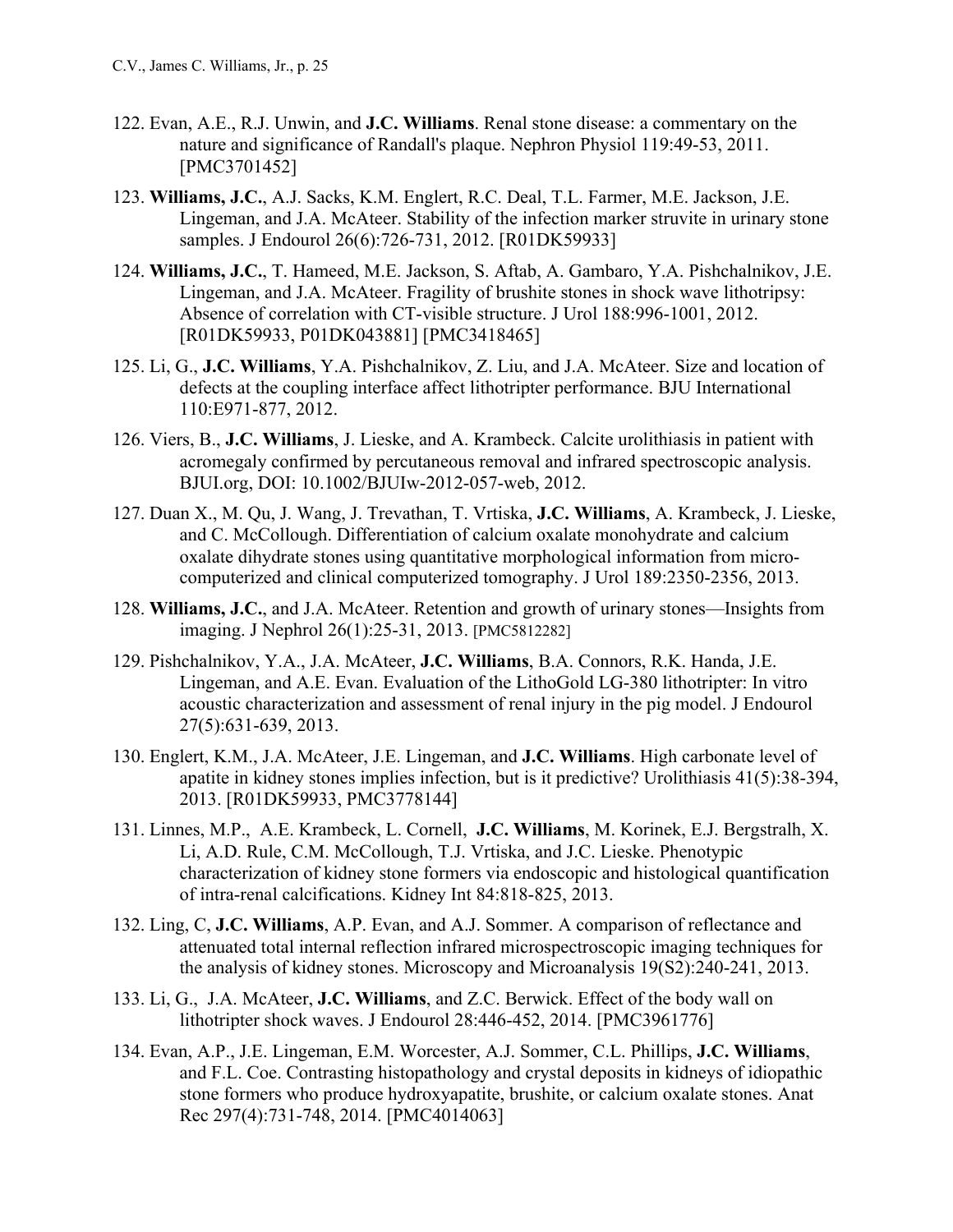122. Evan, A.E., R.J. Unwin, and **J.C. Williams**. Renal stone disease: a commentary on the nature and significance of Randall's plaque. Nephron Physiol 119:49-53, 2011. [PMC3701452]

123. **Williams, J.C.**, A.J. Sacks, K.M. Englert, R.C. Deal, T.L. Farmer, M.E. Jackson, J.E. Lingeman, and J.A. McAteer. Stability of the infection marker struvite in urinary stone samples. J Endourol 26(6):726-731, 2012. [R01DK59933]

124. **Williams, J.C.**, T. Hameed, M.E. Jackson, S. Aftab, A. Gambaro, Y.A. Pishchalnikov, J.E. Lingeman, and J.A. McAteer. Fragility of brushite stones in shock wave lithotripsy: Absence of correlation with CT-visible structure. J Urol 188:996-1001, 2012. [R01DK59933, P01DK043881] [PMC3418465]

125. Li, G., **J.C. Williams**, Y.A. Pishchalnikov, Z. Liu, and J.A. McAteer. Size and location of defects at the coupling interface affect lithotripter performance. BJU International 110:E971-877, 2012.

126. Viers, B., **J.C. Williams**, J. Lieske, and A. Krambeck. Calcite urolithiasis in patient with acromegaly confirmed by percutaneous removal and infrared spectroscopic analysis. BJUI.org, DOI: 10.1002/BJUIw-2012-057-web, 2012.

127. Duan X., M. Qu, J. Wang, J. Trevathan, T. Vrtiska, **J.C. Williams**, A. Krambeck, J. Lieske, and C. McCollough. Differentiation of calcium oxalate monohydrate and calcium oxalate dihydrate stones using quantitative morphological information from micro-computerized and clinical computerized tomography. J Urol 189:2350-2356, 2013.

128. **Williams, J.C.**, and J.A. McAteer. Retention and growth of urinary stones—Insights from imaging. J Nephrol 26(1):25-31, 2013. [PMC5812282]

129. Pishchalnikov, Y.A., J.A. McAteer, **J.C. Williams**, B.A. Connors, R.K. Handa, J.E. Lingeman, and A.E. Evan. Evaluation of the LithoGold LG-380 lithotripter: In vitro acoustic characterization and assessment of renal injury in the pig model. J Endourol 27(5):631-639, 2013.

130. Englert, K.M., J.A. McAteer, J.E. Lingeman, and **J.C. Williams**. High carbonate level of apatite in kidney stones implies infection, but is it predictive? Urolithiasis 41(5):38-394, 2013. [R01DK59933, PMC3778144]

131. Linnes, M.P., A.E. Krambeck, L. Cornell, **J.C. Williams**, M. Korinek, E.J. Bergstralh, X. Li, A.D. Rule, C.M. McCollough, T.J. Vrtiska, and J.C. Lieske. Phenotypic characterization of kidney stone formers via endoscopic and histological quantification of intra-renal calcifications. Kidney Int 84:818-825, 2013.

132. Ling, C, **J.C. Williams**, A.P. Evan, and A.J. Sommer. A comparison of reflectance and attenuated total internal reflection infrared microspectroscopic imaging techniques for the analysis of kidney stones. Microscopy and Microanalysis 19(S2):240-241, 2013.

133. Li, G., J.A. McAteer, **J.C. Williams**, and Z.C. Berwick. Effect of the body wall on lithotripter shock waves. J Endourol 28:446-452, 2014. [PMC3961776]

134. Evan, A.P., J.E. Lingeman, E.M. Worcester, A.J. Sommer, C.L. Phillips, **J.C. Williams**, and F.L. Coe. Contrasting histopathology and crystal deposits in kidneys of idiopathic stone formers who produce hydroxyapatite, brushite, or calcium oxalate stones. Anat Rec 297(4):731-748, 2014. [PMC4014063]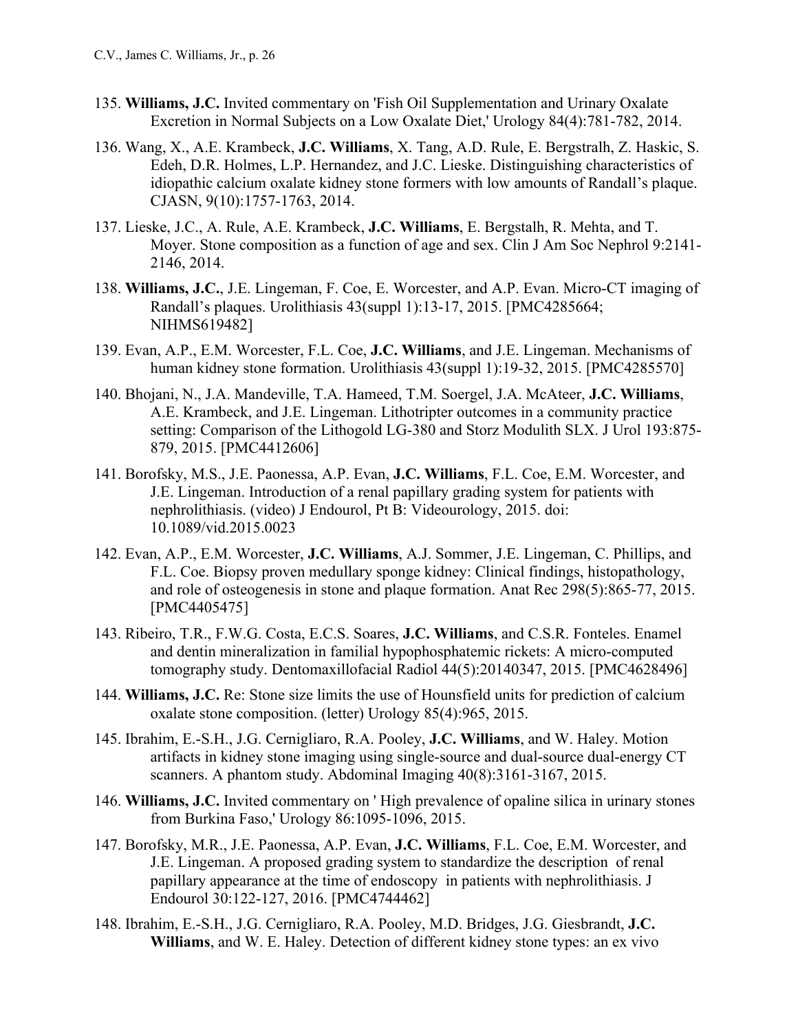135. **Williams, J.C.** Invited commentary on 'Fish Oil Supplementation and Urinary Oxalate Excretion in Normal Subjects on a Low Oxalate Diet,' Urology 84(4):781-782, 2014.

136. Wang, X., A.E. Krambeck, **J.C. Williams**, X. Tang, A.D. Rule, E. Bergstralh, Z. Haskic, S. Edeh, D.R. Holmes, L.P. Hernandez, and J.C. Lieske. Distinguishing characteristics of idiopathic calcium oxalate kidney stone formers with low amounts of Randall's plaque. CJASN, 9(10):1757-1763, 2014.

137. Lieske, J.C., A. Rule, A.E. Krambeck, **J.C. Williams**, E. Bergstalh, R. Mehta, and T. Moyer. Stone composition as a function of age and sex. Clin J Am Soc Nephrol 9:2141-2146, 2014.

138. **Williams, J.C.**, J.E. Lingeman, F. Coe, E. Worcester, and A.P. Evan. Micro-CT imaging of Randall's plaques. Urolithiasis 43(suppl 1):13-17, 2015. [PMC4285664; NIHMS619482]

139. Evan, A.P., E.M. Worcester, F.L. Coe, **J.C. Williams**, and J.E. Lingeman. Mechanisms of human kidney stone formation. Urolithiasis 43(suppl 1):19-32, 2015. [PMC4285570]

140. Bhojani, N., J.A. Mandeville, T.A. Hameed, T.M. Soergel, J.A. McAteer, **J.C. Williams**, A.E. Krambeck, and J.E. Lingeman. Lithotripter outcomes in a community practice setting: Comparison of the Lithogold LG-380 and Storz Modulith SLX. J Urol 193:875-879, 2015. [PMC4412606]

141. Borofsky, M.S., J.E. Paonessa, A.P. Evan, **J.C. Williams**, F.L. Coe, E.M. Worcester, and J.E. Lingeman. Introduction of a renal papillary grading system for patients with nephrolithiasis. (video) J Endourol, Pt B: Videourology, 2015. doi: 10.1089/vid.2015.0023

142. Evan, A.P., E.M. Worcester, **J.C. Williams**, A.J. Sommer, J.E. Lingeman, C. Phillips, and F.L. Coe. Biopsy proven medullary sponge kidney: Clinical findings, histopathology, and role of osteogenesis in stone and plaque formation. Anat Rec 298(5):865-77, 2015. [PMC4405475]

143. Ribeiro, T.R., F.W.G. Costa, E.C.S. Soares, **J.C. Williams**, and C.S.R. Fonteles. Enamel and dentin mineralization in familial hypophosphatemic rickets: A micro-computed tomography study. Dentomaxillofacial Radiol 44(5):20140347, 2015. [PMC4628496]

144. **Williams, J.C.** Re: Stone size limits the use of Hounsfield units for prediction of calcium oxalate stone composition. (letter) Urology 85(4):965, 2015.

145. Ibrahim, E.-S.H., J.G. Cernigliaro, R.A. Pooley, **J.C. Williams**, and W. Haley. Motion artifacts in kidney stone imaging using single-source and dual-source dual-energy CT scanners. A phantom study. Abdominal Imaging 40(8):3161-3167, 2015.

146. **Williams, J.C.** Invited commentary on ' High prevalence of opaline silica in urinary stones from Burkina Faso,' Urology 86:1095-1096, 2015.

147. Borofsky, M.R., J.E. Paonessa, A.P. Evan, **J.C. Williams**, F.L. Coe, E.M. Worcester, and J.E. Lingeman. A proposed grading system to standardize the description of renal papillary appearance at the time of endoscopy in patients with nephrolithiasis. J Endourol 30:122-127, 2016. [PMC4744462]

148. Ibrahim, E.-S.H., J.G. Cernigliaro, R.A. Pooley, M.D. Bridges, J.G. Giesbrandt, **J.C. Williams**, and W. E. Haley. Detection of different kidney stone types: an ex vivo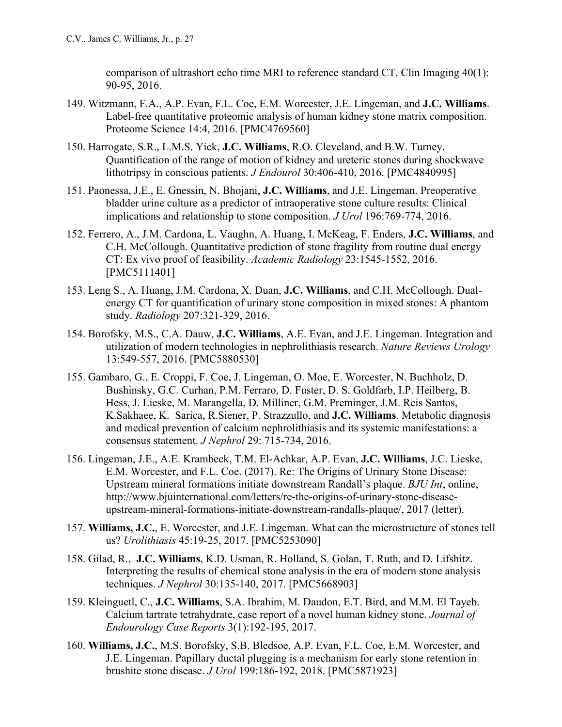comparison of ultrashort echo time MRI to reference standard CT. Clin Imaging 40(1): 90-95, 2016.

149. Witzmann, F.A., A.P. Evan, F.L. Coe, E.M. Worcester, J.E. Lingeman, and **J.C. Williams**. Label-free quantitative proteomic analysis of human kidney stone matrix composition. Proteome Science 14:4, 2016. [PMC4769560]

150. Harrogate, S.R., L.M.S. Yick, **J.C. Williams**, R.O. Cleveland, and B.W. Turney. Quantification of the range of motion of kidney and ureteric stones during shockwave lithotripsy in conscious patients. *J Endourol* 30:406-410, 2016. [PMC4840995]

151. Paonessa, J.E., E. Gnessin, N. Bhojani, **J.C. Williams**, and J.E. Lingeman. Preoperative bladder urine culture as a predictor of intraoperative stone culture results: Clinical implications and relationship to stone composition. *J Urol* 196:769-774, 2016.

152. Ferrero, A., J.M. Cardona, L. Vaughn, A. Huang, I. McKeag, F. Enders, **J.C. Williams**, and C.H. McCollough. Quantitative prediction of stone fragility from routine dual energy CT: Ex vivo proof of feasibility. *Academic Radiology* 23:1545-1552, 2016. [PMC5111401]

153. Leng S., A. Huang, J.M. Cardona, X. Duan, **J.C. Williams**, and C.H. McCollough. Dual-energy CT for quantification of urinary stone composition in mixed stones: A phantom study. *Radiology* 207:321-329, 2016.

154. Borofsky, M.S., C.A. Dauw, **J.C. Williams**, A.E. Evan, and J.E. Lingeman. Integration and utilization of modern technologies in nephrolithiasis research. *Nature Reviews Urology* 13:549-557, 2016. [PMC5880530]

155. Gambaro, G., E. Croppi, F. Coe, J. Lingeman, O. Moe, E. Worcester, N. Buchholz, D. Bushinsky, G.C. Curhan, P.M. Ferraro, D. Fuster, D. S. Goldfarb, I.P. Heilberg, B. Hess, J. Lieske, M. Marangella, D. Milliner, G.M. Preminger, J.M. Reis Santos, K.Sakhaee, K. Sarica, R.Siener, P. Strazzullo, and **J.C. Williams**. Metabolic diagnosis and medical prevention of calcium nephrolithiasis and its systemic manifestations: a consensus statement. *J Nephrol* 29: 715-734, 2016.

156. Lingeman, J.E., A.E. Krambeck, T.M. El-Achkar, A.P. Evan, **J.C. Williams**, J.C. Lieske, E.M. Worcester, and F.L. Coe. (2017). Re: The Origins of Urinary Stone Disease: Upstream mineral formations initiate downstream Randall's plaque. *BJU Int*, online, http://www.bjuinternational.com/letters/re-the-origins-of-urinary-stone-disease-upstream-mineral-formations-initiate-downstream-randalls-plaque/, 2017 (letter).

157. **Williams, J.C.**, E. Worcester, and J.E. Lingeman. What can the microstructure of stones tell us? *Urolithiasis* 45:19-25, 2017. [PMC5253090]

158. Gilad, R., **J.C. Williams**, K.D. Usman, R. Holland, S. Golan, T. Ruth, and D. Lifshitz. Interpreting the results of chemical stone analysis in the era of modern stone analysis techniques. *J Nephrol* 30:135-140, 2017. [PMC5668903]

159. Kleinguetl, C., **J.C. Williams**, S.A. Ibrahim, M. Daudon, E.T. Bird, and M.M. El Tayeb. Calcium tartrate tetrahydrate, case report of a novel human kidney stone. *Journal of Endourology Case Reports* 3(1):192-195, 2017.

160. **Williams, J.C.**, M.S. Borofsky, S.B. Bledsoe, A.P. Evan, F.L. Coe, E.M. Worcester, and J.E. Lingeman. Papillary ductal plugging is a mechanism for early stone retention in brushite stone disease. *J Urol* 199:186-192, 2018. [PMC5871923]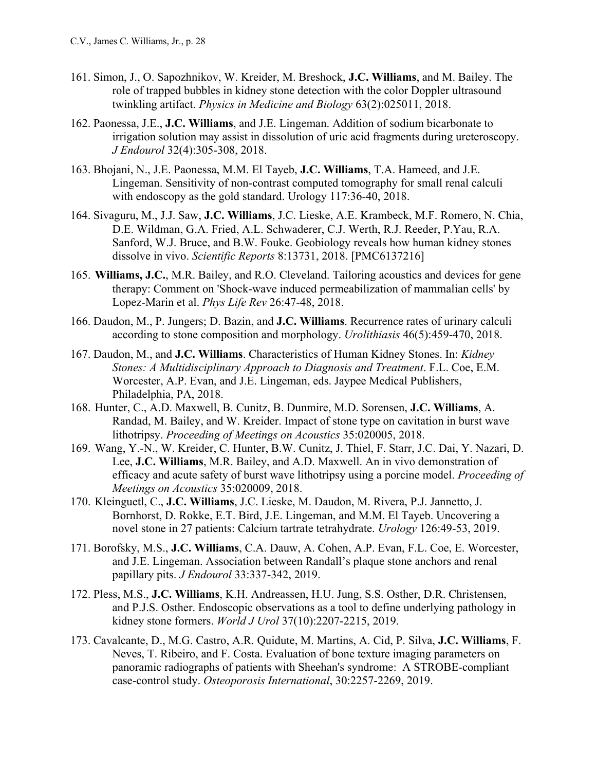161. Simon, J., O. Sapozhnikov, W. Kreider, M. Breshock, **J.C. Williams**, and M. Bailey. The role of trapped bubbles in kidney stone detection with the color Doppler ultrasound twinkling artifact. *Physics in Medicine and Biology* 63(2):025011, 2018.

162. Paonessa, J.E., **J.C. Williams**, and J.E. Lingeman. Addition of sodium bicarbonate to irrigation solution may assist in dissolution of uric acid fragments during ureteroscopy. *J Endourol* 32(4):305-308, 2018.

163. Bhojani, N., J.E. Paonessa, M.M. El Tayeb, **J.C. Williams**, T.A. Hameed, and J.E. Lingeman. Sensitivity of non-contrast computed tomography for small renal calculi with endoscopy as the gold standard. Urology 117:36-40, 2018.

164. Sivaguru, M., J.J. Saw, **J.C. Williams**, J.C. Lieske, A.E. Krambeck, M.F. Romero, N. Chia, D.E. Wildman, G.A. Fried, A.L. Schwaderer, C.J. Werth, R.J. Reeder, P.Yau, R.A. Sanford, W.J. Bruce, and B.W. Fouke. Geobiology reveals how human kidney stones dissolve in vivo. *Scientific Reports* 8:13731, 2018. [PMC6137216]

165. **Williams, J.C.**, M.R. Bailey, and R.O. Cleveland. Tailoring acoustics and devices for gene therapy: Comment on 'Shock-wave induced permeabilization of mammalian cells' by Lopez-Marin et al. *Phys Life Rev* 26:47-48, 2018.

166. Daudon, M., P. Jungers; D. Bazin, and **J.C. Williams**. Recurrence rates of urinary calculi according to stone composition and morphology. *Urolithiasis* 46(5):459-470, 2018.

167. Daudon, M., and **J.C. Williams**. Characteristics of Human Kidney Stones. In: *Kidney Stones: A Multidisciplinary Approach to Diagnosis and Treatment*. F.L. Coe, E.M. Worcester, A.P. Evan, and J.E. Lingeman, eds. Jaypee Medical Publishers, Philadelphia, PA, 2018.

168. Hunter, C., A.D. Maxwell, B. Cunitz, B. Dunmire, M.D. Sorensen, **J.C. Williams**, A. Randad, M. Bailey, and W. Kreider. Impact of stone type on cavitation in burst wave lithotripsy. *Proceeding of Meetings on Acoustics* 35:020005, 2018.

169. Wang, Y.-N., W. Kreider, C. Hunter, B.W. Cunitz, J. Thiel, F. Starr, J.C. Dai, Y. Nazari, D. Lee, **J.C. Williams**, M.R. Bailey, and A.D. Maxwell. An in vivo demonstration of efficacy and acute safety of burst wave lithotripsy using a porcine model. *Proceeding of Meetings on Acoustics* 35:020009, 2018.

170. Kleinguetl, C., **J.C. Williams**, J.C. Lieske, M. Daudon, M. Rivera, P.J. Jannetto, J. Bornhorst, D. Rokke, E.T. Bird, J.E. Lingeman, and M.M. El Tayeb. Uncovering a novel stone in 27 patients: Calcium tartrate tetrahydrate. *Urology* 126:49-53, 2019.

171. Borofsky, M.S., **J.C. Williams**, C.A. Dauw, A. Cohen, A.P. Evan, F.L. Coe, E. Worcester, and J.E. Lingeman. Association between Randall's plaque stone anchors and renal papillary pits. *J Endourol* 33:337-342, 2019.

172. Pless, M.S., **J.C. Williams**, K.H. Andreassen, H.U. Jung, S.S. Osther, D.R. Christensen, and P.J.S. Osther. Endoscopic observations as a tool to define underlying pathology in kidney stone formers. *World J Urol* 37(10):2207-2215, 2019.

173. Cavalcante, D., M.G. Castro, A.R. Quidute, M. Martins, A. Cid, P. Silva, **J.C. Williams**, F. Neves, T. Ribeiro, and F. Costa. Evaluation of bone texture imaging parameters on panoramic radiographs of patients with Sheehan's syndrome: A STROBE-compliant case-control study. *Osteoporosis International*, 30:2257-2269, 2019.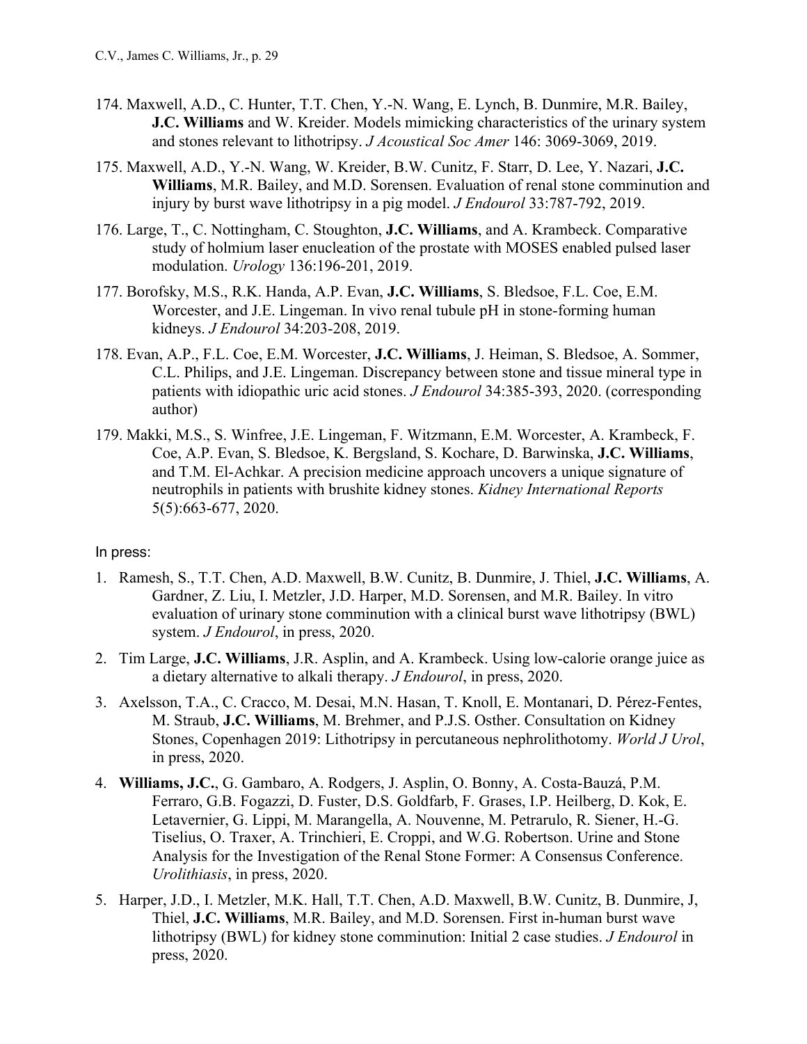174. Maxwell, A.D., C. Hunter, T.T. Chen, Y.-N. Wang, E. Lynch, B. Dunmire, M.R. Bailey, **J.C. Williams** and W. Kreider. Models mimicking characteristics of the urinary system and stones relevant to lithotripsy. *J Acoustical Soc Amer* 146: 3069-3069, 2019.

175. Maxwell, A.D., Y.-N. Wang, W. Kreider, B.W. Cunitz, F. Starr, D. Lee, Y. Nazari, **J.C. Williams**, M.R. Bailey, and M.D. Sorensen. Evaluation of renal stone comminution and injury by burst wave lithotripsy in a pig model. *J Endourol* 33:787-792, 2019.

176. Large, T., C. Nottingham, C. Stoughton, **J.C. Williams**, and A. Krambeck. Comparative study of holmium laser enucleation of the prostate with MOSES enabled pulsed laser modulation. *Urology* 136:196-201, 2019.

177. Borofsky, M.S., R.K. Handa, A.P. Evan, **J.C. Williams**, S. Bledsoe, F.L. Coe, E.M. Worcester, and J.E. Lingeman. In vivo renal tubule pH in stone-forming human kidneys. *J Endourol* 34:203-208, 2019.

178. Evan, A.P., F.L. Coe, E.M. Worcester, **J.C. Williams**, J. Heiman, S. Bledsoe, A. Sommer, C.L. Philips, and J.E. Lingeman. Discrepancy between stone and tissue mineral type in patients with idiopathic uric acid stones. *J Endourol* 34:385-393, 2020. (corresponding author)

179. Makki, M.S., S. Winfree, J.E. Lingeman, F. Witzmann, E.M. Worcester, A. Krambeck, F. Coe, A.P. Evan, S. Bledsoe, K. Bergsland, S. Kochare, D. Barwinska, **J.C. Williams**, and T.M. El-Achkar. A precision medicine approach uncovers a unique signature of neutrophils in patients with brushite kidney stones. *Kidney International Reports* 5(5):663-677, 2020.

In press:

1. Ramesh, S., T.T. Chen, A.D. Maxwell, B.W. Cunitz, B. Dunmire, J. Thiel, **J.C. Williams**, A. Gardner, Z. Liu, I. Metzler, J.D. Harper, M.D. Sorensen, and M.R. Bailey. In vitro evaluation of urinary stone comminution with a clinical burst wave lithotripsy (BWL) system. *J Endourol*, in press, 2020.

2. Tim Large, **J.C. Williams**, J.R. Asplin, and A. Krambeck. Using low-calorie orange juice as a dietary alternative to alkali therapy. *J Endourol*, in press, 2020.

3. Axelsson, T.A., C. Cracco, M. Desai, M.N. Hasan, T. Knoll, E. Montanari, D. Pérez-Fentes, M. Straub, **J.C. Williams**, M. Brehmer, and P.J.S. Osther. Consultation on Kidney Stones, Copenhagen 2019: Lithotripsy in percutaneous nephrolithotomy. *World J Urol*, in press, 2020.

4. **Williams, J.C.**, G. Gambaro, A. Rodgers, J. Asplin, O. Bonny, A. Costa-Bauzá, P.M. Ferraro, G.B. Fogazzi, D. Fuster, D.S. Goldfarb, F. Grases, I.P. Heilberg, D. Kok, E. Letavernier, G. Lippi, M. Marangella, A. Nouvenne, M. Petrarulo, R. Siener, H.-G. Tiselius, O. Traxer, A. Trinchieri, E. Croppi, and W.G. Robertson. Urine and Stone Analysis for the Investigation of the Renal Stone Former: A Consensus Conference. *Urolithiasis*, in press, 2020.

5. Harper, J.D., I. Metzler, M.K. Hall, T.T. Chen, A.D. Maxwell, B.W. Cunitz, B. Dunmire, J, Thiel, **J.C. Williams**, M.R. Bailey, and M.D. Sorensen. First in-human burst wave lithotripsy (BWL) for kidney stone comminution: Initial 2 case studies. *J Endourol* in press, 2020.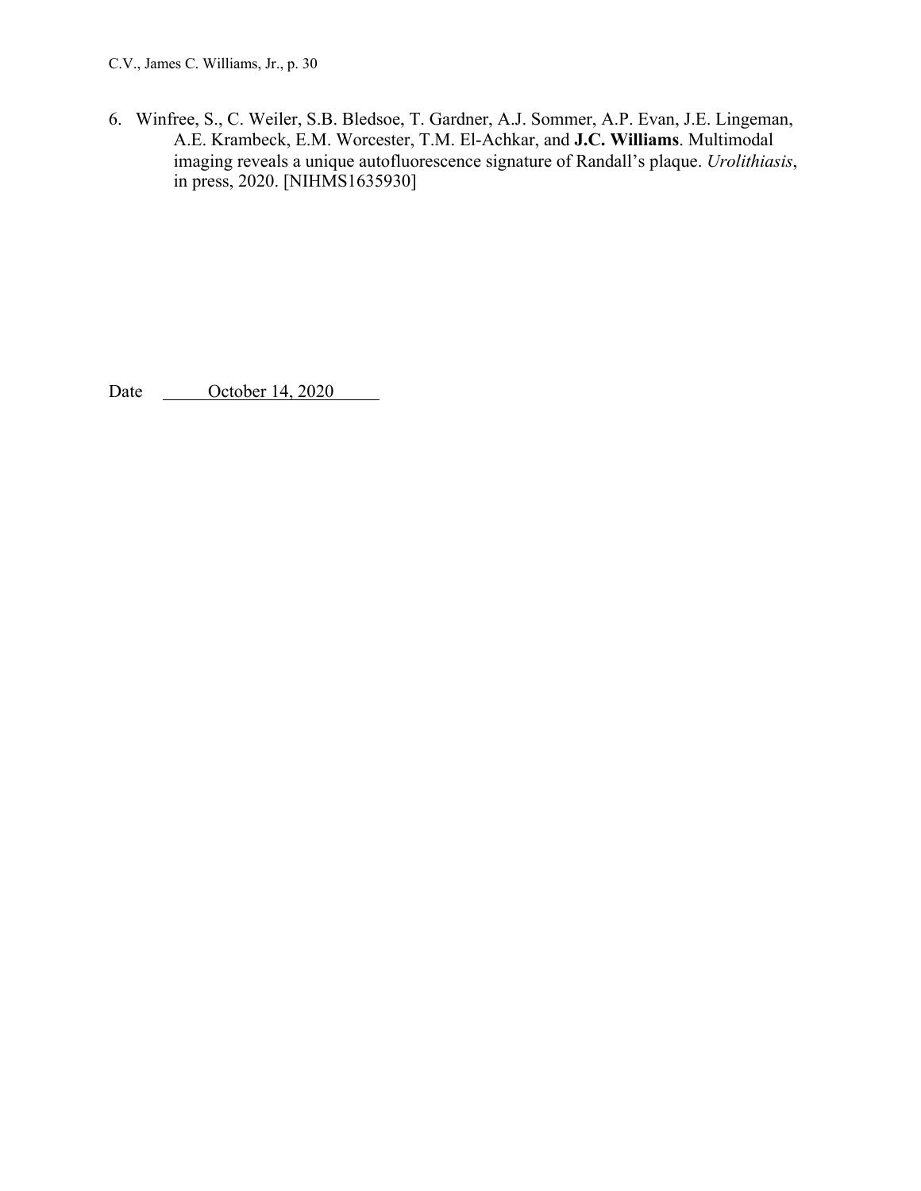6. Winfree, S., C. Weiler, S.B. Bledsoe, T. Gardner, A.J. Sommer, A.P. Evan, J.E. Lingeman, A.E. Krambeck, E.M. Worcester, T.M. El-Achkar, and **J.C. Williams**. Multimodal imaging reveals a unique autofluorescence signature of Randall's plaque. *Urolithiasis*, in press, 2020. [NIHMS1635930]

Date October 14, 2020